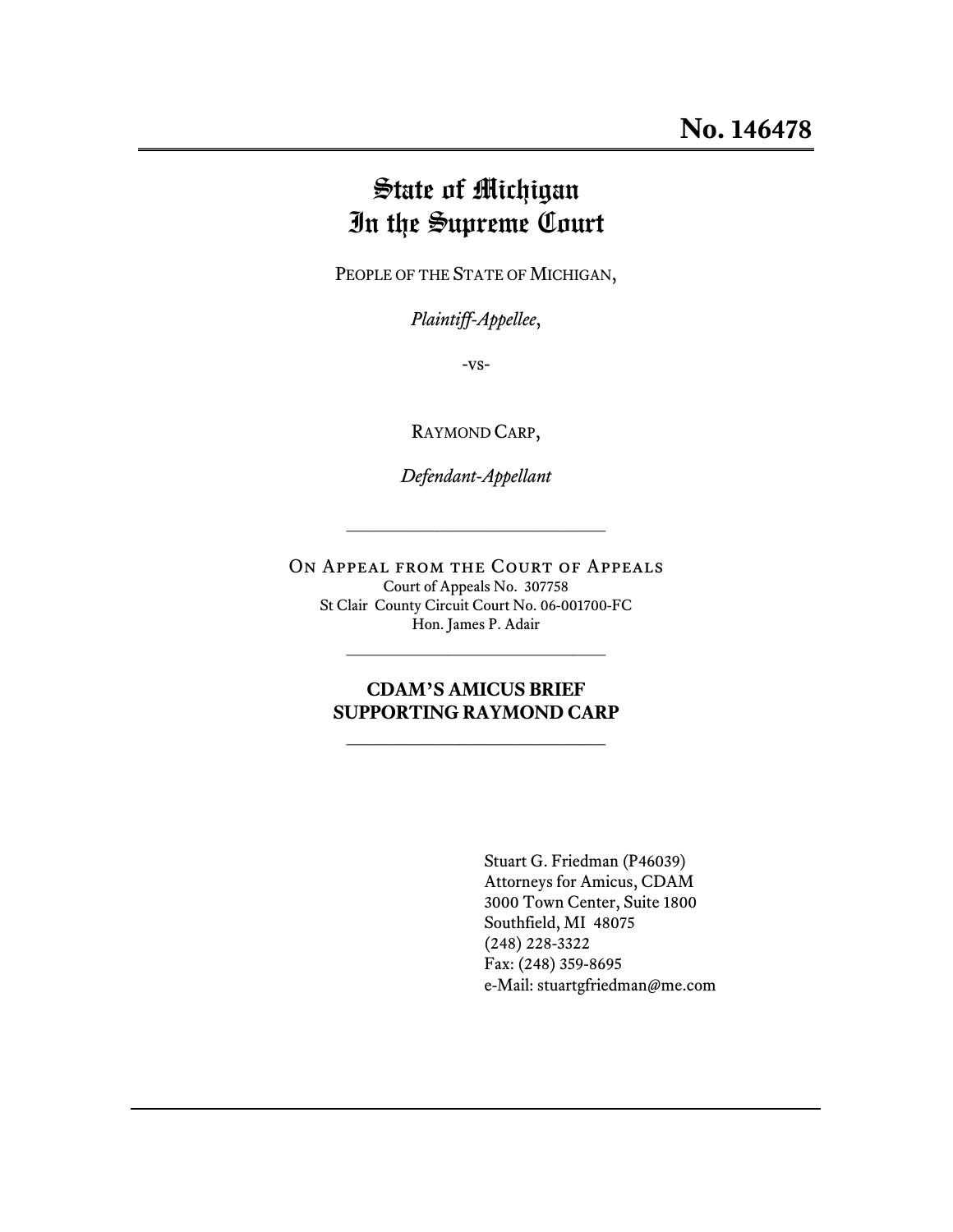**No. 146478**

# State of Michigan
# In the Supreme Court

PEOPLE OF THE STATE OF MICHIGAN,

*Plaintiff-Appellee*,

-vs-

RAYMOND CARP,

*Defendant-Appellant*

---

ON APPEAL FROM THE COURT OF APPEALS
Court of Appeals No. 307758
St Clair County Circuit Court No. 06-001700-FC
Hon. James P. Adair

---

**CDAM'S AMICUS BRIEF SUPPORTING RAYMOND CARP**

---

Stuart G. Friedman (P46039)
Attorneys for Amicus, CDAM
3000 Town Center, Suite 1800
Southfield, MI 48075
(248) 228-3322
Fax: (248) 359-8695
e-Mail: stuartgfriedman@me.com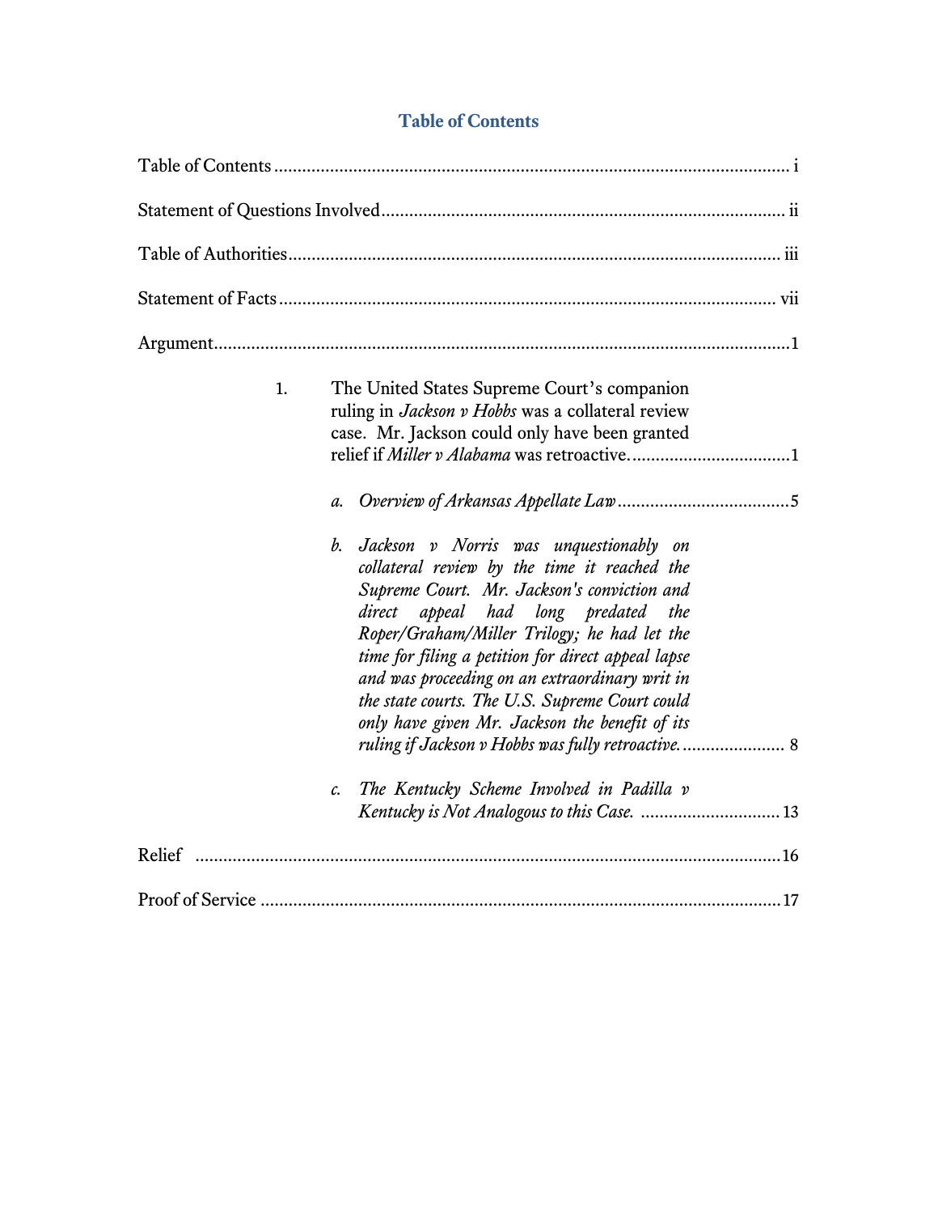## Table of Contents

Table of Contents ........................................................................................................ i

Statement of Questions Involved ................................................................................ ii

Table of Authorities .................................................................................................. iii

Statement of Facts .................................................................................................... vii

Argument ..................................................................................................................... 1

1. The United States Supreme Court's companion ruling in *Jackson v Hobbs* was a collateral review case. Mr. Jackson could only have been granted relief if *Miller v Alabama* was retroactive. .................................. 1

   a. *Overview of Arkansas Appellate Law* .................................... 5

   b. *Jackson v Norris was unquestionably on collateral review by the time it reached the Supreme Court. Mr. Jackson's conviction and direct appeal had long predated the Roper/Graham/Miller Trilogy; he had let the time for filing a petition for direct appeal lapse and was proceeding on an extraordinary writ in the state courts. The U.S. Supreme Court could only have given Mr. Jackson the benefit of its ruling if Jackson v Hobbs was fully retroactive.* ...................... 8

   c. *The Kentucky Scheme Involved in Padilla v Kentucky is Not Analogous to this Case.* .............................. 13

Relief ........................................................................................................................ 16

Proof of Service ........................................................................................................ 17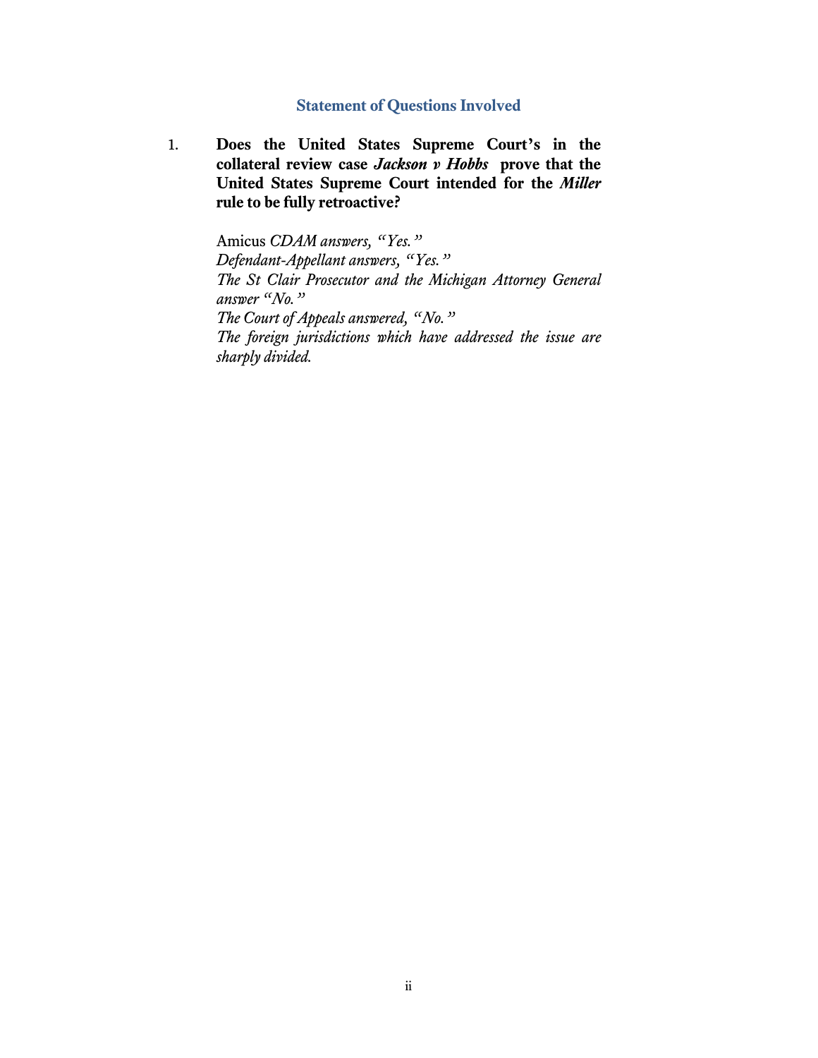## Statement of Questions Involved

1. **Does the United States Supreme Court's in the collateral review case *Jackson v Hobbs* prove that the United States Supreme Court intended for the *Miller* rule to be fully retroactive?**

   Amicus *CDAM answers, "Yes."*
   *Defendant-Appellant answers, "Yes."*
   *The St Clair Prosecutor and the Michigan Attorney General answer "No."*
   *The Court of Appeals answered, "No."*
   *The foreign jurisdictions which have addressed the issue are sharply divided.*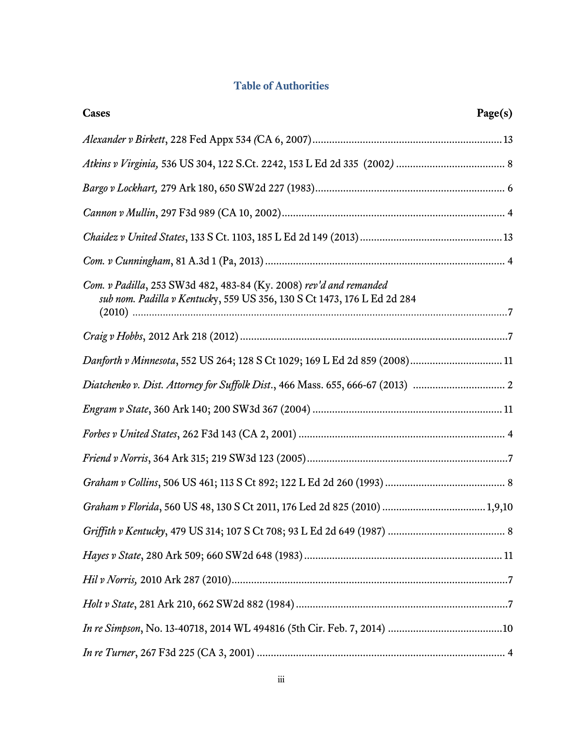## Table of Authorities

**Cases** **Page(s)**

*Alexander v Birkett*, 228 Fed Appx 534 *(*CA 6, 2007)....................................................................13

*Atkins v Virginia,* 536 US 304, 122 S.Ct. 2242, 153 L Ed 2d 335 (2002*)* ....................................... 8

*Bargo v Lockhart,* 279 Ark 180, 650 SW2d 227 (1983).................................................................... 6

*Cannon v Mullin*, 297 F3d 989 (CA 10, 2002)................................................................................ 4

*Chaidez v United States*, 133 S Ct. 1103, 185 L Ed 2d 149 (2013)..................................................13

*Com. v Cunningham*, 81 A.3d 1 (Pa, 2013)...................................................................................... 4

*Com. v Padilla*, 253 SW3d 482, 483-84 (Ky. 2008) *rev'd and remanded sub nom. Padilla v Kentucky*, 559 US 356, 130 S Ct 1473, 176 L Ed 2d 284 (2010) .......................................................................................................................7

*Craig v Hobbs*, 2012 Ark 218 (2012).................................................................................................7

*Danforth v Minnesota*, 552 US 264; 128 S Ct 1029; 169 L Ed 2d 859 (2008)................................ 11

*Diatchenko v. Dist. Attorney for Suffolk Dist*., 466 Mass. 655, 666-67 (2013) ................................ 2

*Engram v State*, 360 Ark 140; 200 SW3d 367 (2004) .................................................................... 11

*Forbes v United States*, 262 F3d 143 (CA 2, 2001) .......................................................................... 4

*Friend v Norris*, 364 Ark 315; 219 SW3d 123 (2005).......................................................................7

*Graham v Collins*, 506 US 461; 113 S Ct 892; 122 L Ed 2d 260 (1993) .......................................... 8

*Graham v Florida*, 560 US 48, 130 S Ct 2011, 176 Led 2d 825 (2010) .....................................1,9,10

*Griffith v Kentucky*, 479 US 314; 107 S Ct 708; 93 L Ed 2d 649 (1987) .......................................... 8

*Hayes v State*, 280 Ark 509; 660 SW2d 648 (1983)....................................................................... 11

*Hil v Norris,* 2010 Ark 287 (2010)...................................................................................................7

*Holt v State*, 281 Ark 210, 662 SW2d 882 (1984)............................................................................7

*In re Simpson*, No. 13-40718, 2014 WL 494816 (5th Cir. Feb. 7, 2014) .........................................10

*In re Turner*, 267 F3d 225 (CA 3, 2001) ......................................................................................... 4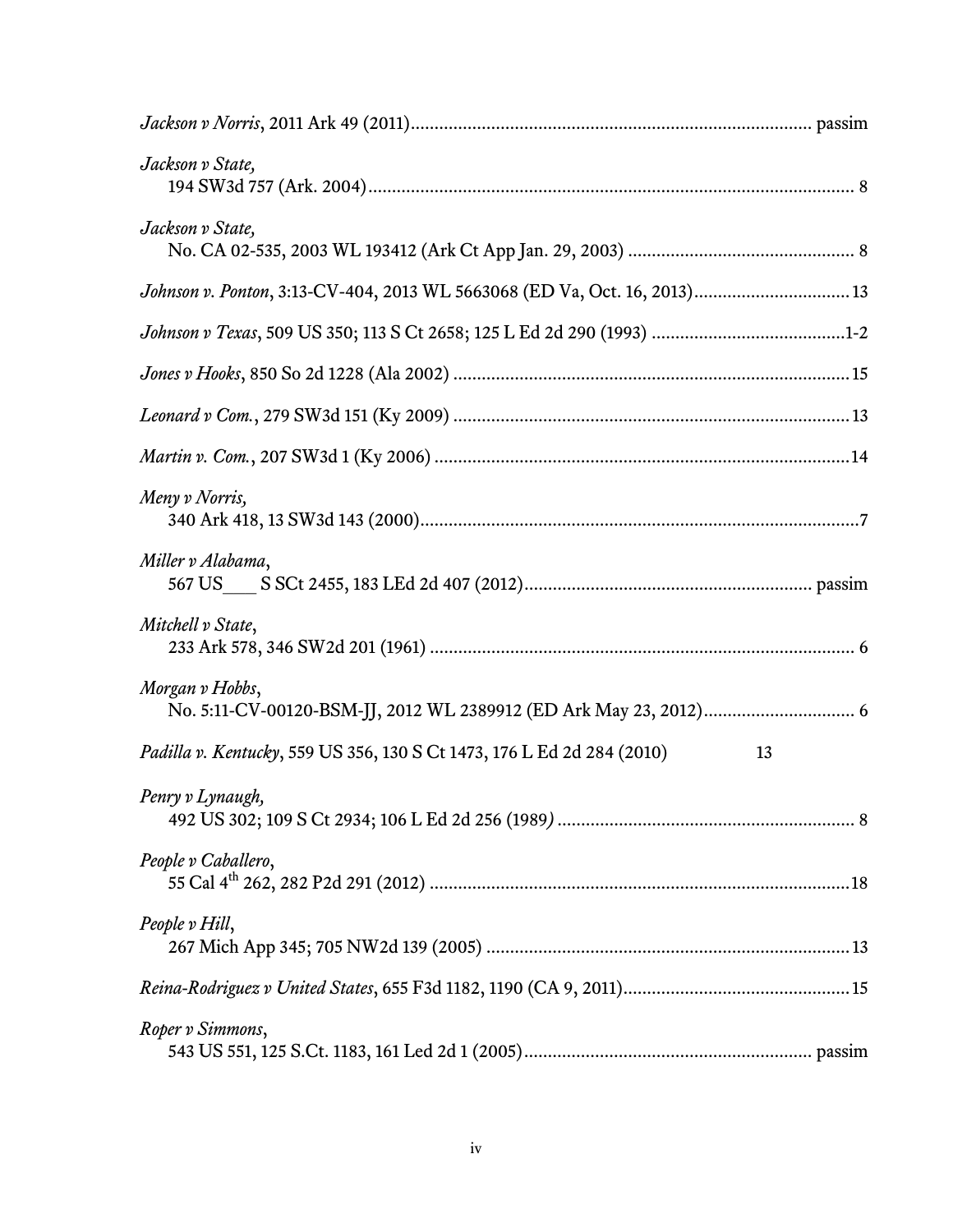*Jackson v Norris*, 2011 Ark 49 (2011)........................................................................................ passim

*Jackson v State,*
194 SW3d 757 (Ark. 2004)........................................................................................................ 8

*Jackson v State,*
No. CA 02-535, 2003 WL 193412 (Ark Ct App Jan. 29, 2003) ................................................ 8

*Johnson v. Ponton*, 3:13-CV-404, 2013 WL 5663068 (ED Va, Oct. 16, 2013)................................ 13

*Johnson v Texas*, 509 US 350; 113 S Ct 2658; 125 L Ed 2d 290 (1993) ........................................1-2

*Jones v Hooks*, 850 So 2d 1228 (Ala 2002) ....................................................................................15

*Leonard v Com.*, 279 SW3d 151 (Ky 2009) .....................................................................................13

*Martin v. Com.*, 207 SW3d 1 (Ky 2006) ..........................................................................................14

*Meny v Norris,*
340 Ark 418, 13 SW3d 143 (2000)..............................................................................................7

*Miller v Alabama*,
567 US___ S SCt 2455, 183 LEd 2d 407 (2012)............................................................ passim

*Mitchell v State*,
233 Ark 578, 346 SW2d 201 (1961) .......................................................................................... 6

*Morgan v Hobbs*,
No. 5:11-CV-00120-BSM-JJ, 2012 WL 2389912 (ED Ark May 23, 2012)................................ 6

*Padilla v. Kentucky*, 559 US 356, 130 S Ct 1473, 176 L Ed 2d 284 (2010) 13

*Penry v Lynaugh,*
492 US 302; 109 S Ct 2934; 106 L Ed 2d 256 (1989) ............................................................... 8

*People v Caballero*,
55 Cal 4th 262, 282 P2d 291 (2012) ..........................................................................................18

*People v Hill*,
267 Mich App 345; 705 NW2d 139 (2005) ..............................................................................13

*Reina-Rodriguez v United States*, 655 F3d 1182, 1190 (CA 9, 2011)................................................15

*Roper v Simmons*,
543 US 551, 125 S.Ct. 1183, 161 Led 2d 1 (2005)............................................................. passim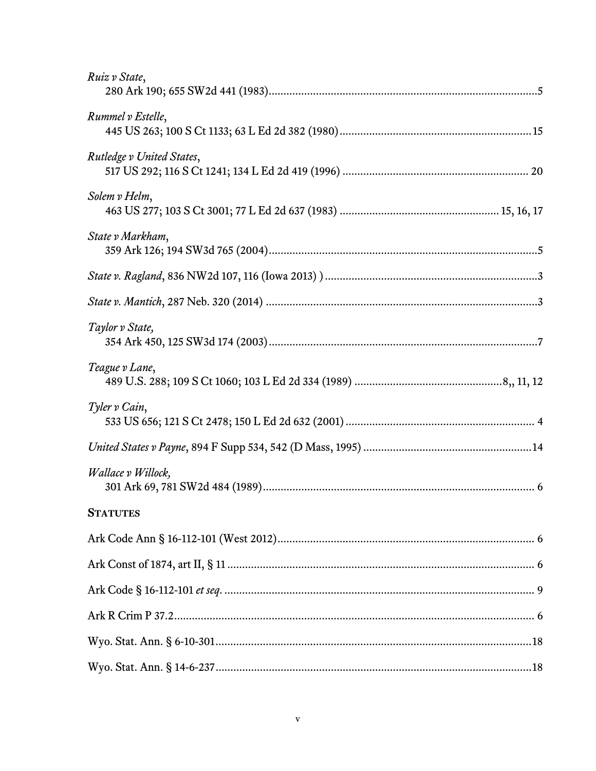*Ruiz v State*,
280 Ark 190; 655 SW2d 441 (1983)........................................................................................5

*Rummel v Estelle*,
445 US 263; 100 S Ct 1133; 63 L Ed 2d 382 (1980)................................................................15

*Rutledge v United States*,
517 US 292; 116 S Ct 1241; 134 L Ed 2d 419 (1996) .............................................................. 20

*Solem v Helm*,
463 US 277; 103 S Ct 3001; 77 L Ed 2d 637 (1983) .................................................... 15, 16, 17

*State v Markham*,
359 Ark 126; 194 SW3d 765 (2004)........................................................................................5

*State v. Ragland*, 836 NW2d 107, 116 (Iowa 2013) ) .......................................................................3

*State v. Mantich*, 287 Neb. 320 (2014) ...........................................................................................3

*Taylor v State,*
354 Ark 450, 125 SW3d 174 (2003)........................................................................................7

*Teague v Lane*,
489 U.S. 288; 109 S Ct 1060; 103 L Ed 2d 334 (1989) .................................................8,, 11, 12

*Tyler v Cain*,
533 US 656; 121 S Ct 2478; 150 L Ed 2d 632 (2001)............................................................... 4

*United States v Payne*, 894 F Supp 534, 542 (D Mass, 1995) ........................................................14

*Wallace v Willock,*
301 Ark 69, 781 SW2d 484 (1989)........................................................................................ 6

**STATUTES**

Ark Code Ann § 16-112-101 (West 2012)...................................................................................... 6

Ark Const of 1874, art II, § 11 ....................................................................................................... 6

Ark Code § 16-112-101 *et seq.* ........................................................................................................ 9

Ark R Crim P 37.2.......................................................................................................................... 6

Wyo. Stat. Ann. § 6-10-301..........................................................................................................18

Wyo. Stat. Ann. § 14-6-237..........................................................................................................18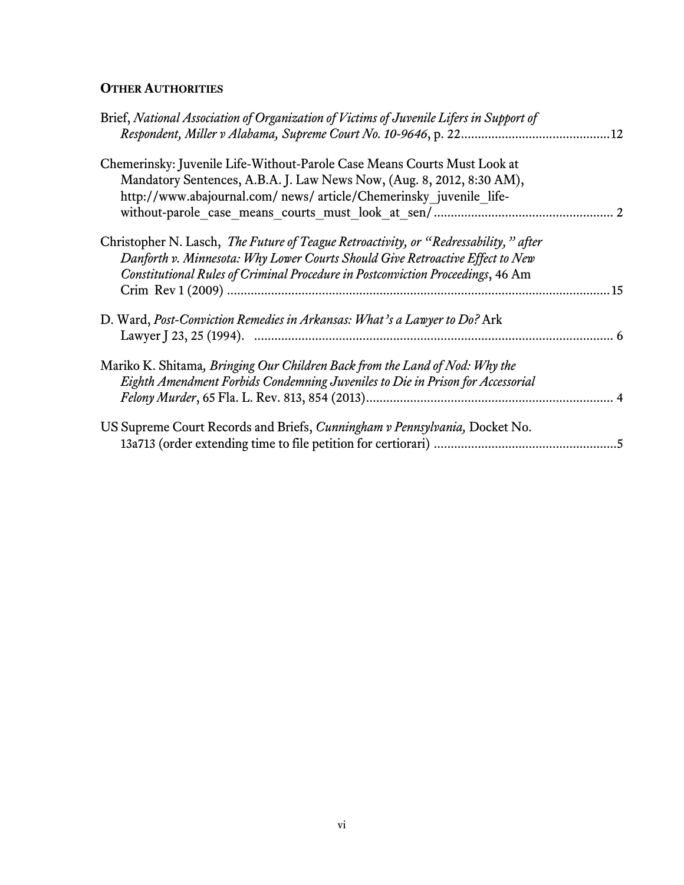**OTHER AUTHORITIES**

Brief, *National Association of Organization of Victims of Juvenile Lifers in Support of Respondent, Miller v Alabama, Supreme Court No. 10-9646*, p. 22 ............................................12

Chemerinsky: Juvenile Life-Without-Parole Case Means Courts Must Look at Mandatory Sentences, A.B.A. J. Law News Now, (Aug. 8, 2012, 8:30 AM), http://www.abajournal.com/ news/ article/Chemerinsky_juvenile_life-without-parole_case_means_courts_must_look_at_sen/ .................................................... 2

Christopher N. Lasch, *The Future of Teague Retroactivity, or "Redressability," after Danforth v. Minnesota: Why Lower Courts Should Give Retroactive Effect to New Constitutional Rules of Criminal Procedure in Postconviction Proceedings*, 46 Am Crim Rev 1 (2009) ................................................................................................................15

D. Ward, *Post-Conviction Remedies in Arkansas: What's a Lawyer to Do?* Ark Lawyer J 23, 25 (1994). ......................................................................................................... 6

Mariko K. Shitama*, Bringing Our Children Back from the Land of Nod: Why the Eighth Amendment Forbids Condemning Juveniles to Die in Prison for Accessorial Felony Murder*, 65 Fla. L. Rev. 813, 854 (2013)........................................................................ 4

US Supreme Court Records and Briefs, *Cunningham v Pennsylvania,* Docket No. 13a713 (order extending time to file petition for certiorari) .....................................................5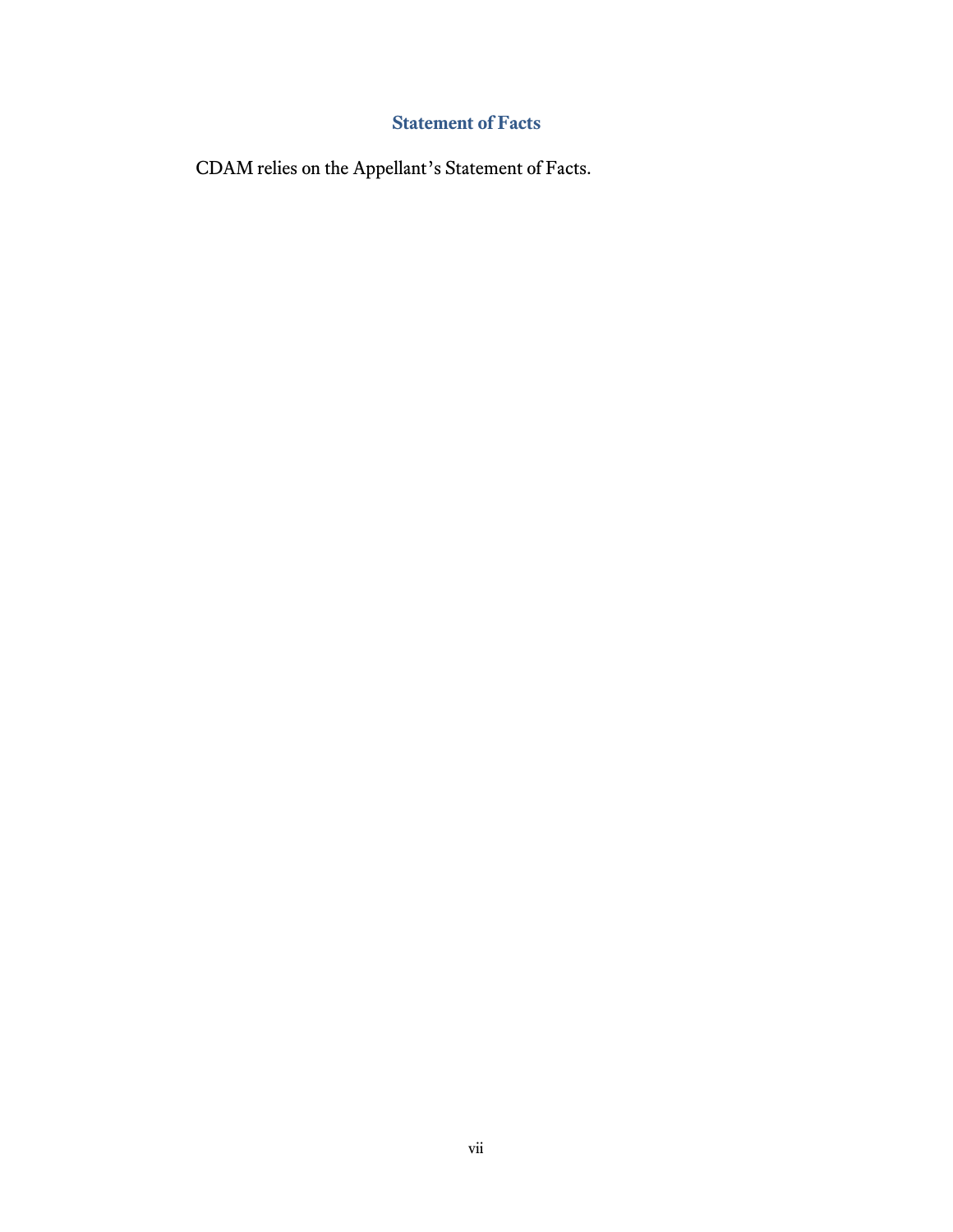## Statement of Facts

CDAM relies on the Appellant’s Statement of Facts.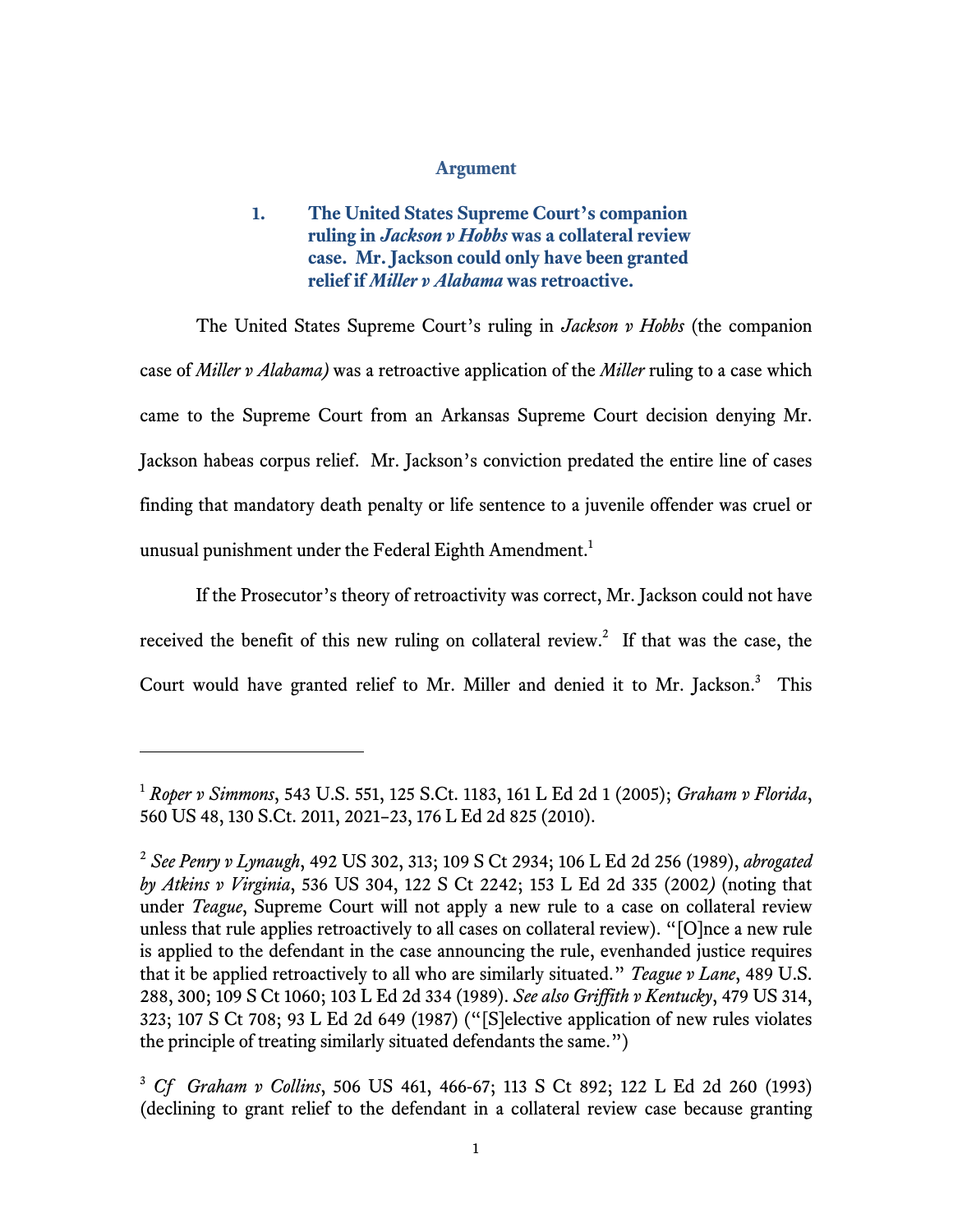## Argument

### 1. The United States Supreme Court's companion ruling in *Jackson v Hobbs* was a collateral review case. Mr. Jackson could only have been granted relief if *Miller v Alabama* was retroactive.

The United States Supreme Court's ruling in *Jackson v Hobbs* (the companion case of *Miller v Alabama)* was a retroactive application of the *Miller* ruling to a case which came to the Supreme Court from an Arkansas Supreme Court decision denying Mr. Jackson habeas corpus relief. Mr. Jackson's conviction predated the entire line of cases finding that mandatory death penalty or life sentence to a juvenile offender was cruel or unusual punishment under the Federal Eighth Amendment.[1]

If the Prosecutor's theory of retroactivity was correct, Mr. Jackson could not have received the benefit of this new ruling on collateral review.[2] If that was the case, the Court would have granted relief to Mr. Miller and denied it to Mr. Jackson.[3] This

---

[1] *Roper v Simmons*, 543 U.S. 551, 125 S.Ct. 1183, 161 L Ed 2d 1 (2005); *Graham v Florida*, 560 US 48, 130 S.Ct. 2011, 2021–23, 176 L Ed 2d 825 (2010).

[2] *See Penry v Lynaugh*, 492 US 302, 313; 109 S Ct 2934; 106 L Ed 2d 256 (1989), *abrogated by Atkins v Virginia*, 536 US 304, 122 S Ct 2242; 153 L Ed 2d 335 (2002*)* (noting that under *Teague*, Supreme Court will not apply a new rule to a case on collateral review unless that rule applies retroactively to all cases on collateral review). "[O]nce a new rule is applied to the defendant in the case announcing the rule, evenhanded justice requires that it be applied retroactively to all who are similarly situated." *Teague v Lane*, 489 U.S. 288, 300; 109 S Ct 1060; 103 L Ed 2d 334 (1989). *See also Griffith v Kentucky*, 479 US 314, 323; 107 S Ct 708; 93 L Ed 2d 649 (1987) ("[S]elective application of new rules violates the principle of treating similarly situated defendants the same.")

[3] *Cf Graham v Collins*, 506 US 461, 466-67; 113 S Ct 892; 122 L Ed 2d 260 (1993) (declining to grant relief to the defendant in a collateral review case because granting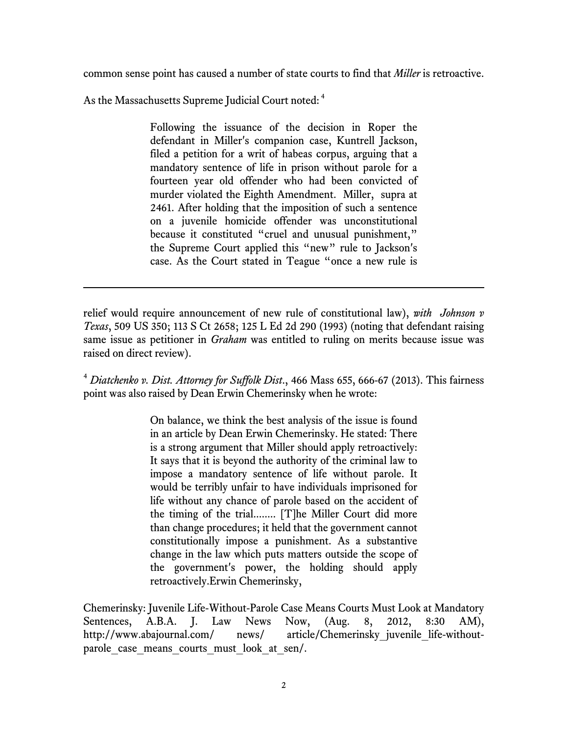common sense point has caused a number of state courts to find that *Miller* is retroactive.

As the Massachusetts Supreme Judicial Court noted:[4]

> Following the issuance of the decision in Roper the defendant in Miller's companion case, Kuntrell Jackson, filed a petition for a writ of habeas corpus, arguing that a mandatory sentence of life in prison without parole for a fourteen year old offender who had been convicted of murder violated the Eighth Amendment. Miller, supra at 2461. After holding that the imposition of such a sentence on a juvenile homicide offender was unconstitutional because it constituted "cruel and unusual punishment," the Supreme Court applied this "new" rule to Jackson's case. As the Court stated in Teague "once a new rule is

---

relief would require announcement of new rule of constitutional law), ***with*** *Johnson v Texas*, 509 US 350; 113 S Ct 2658; 125 L Ed 2d 290 (1993) (noting that defendant raising same issue as petitioner in *Graham* was entitled to ruling on merits because issue was raised on direct review).

[4] *Diatchenko v. Dist. Attorney for Suffolk Dist*., 466 Mass 655, 666-67 (2013). This fairness point was also raised by Dean Erwin Chemerinsky when he wrote:

> On balance, we think the best analysis of the issue is found in an article by Dean Erwin Chemerinsky. He stated: There is a strong argument that Miller should apply retroactively: It says that it is beyond the authority of the criminal law to impose a mandatory sentence of life without parole. It would be terribly unfair to have individuals imprisoned for life without any chance of parole based on the accident of the timing of the trial........ [T]he Miller Court did more than change procedures; it held that the government cannot constitutionally impose a punishment. As a substantive change in the law which puts matters outside the scope of the government's power, the holding should apply retroactively.Erwin Chemerinsky,

Chemerinsky: Juvenile Life-Without-Parole Case Means Courts Must Look at Mandatory Sentences, A.B.A. J. Law News Now, (Aug. 8, 2012, 8:30 AM), http://www.abajournal.com/ news/ article/Chemerinsky_juvenile_life-without-parole_case_means_courts_must_look_at_sen/.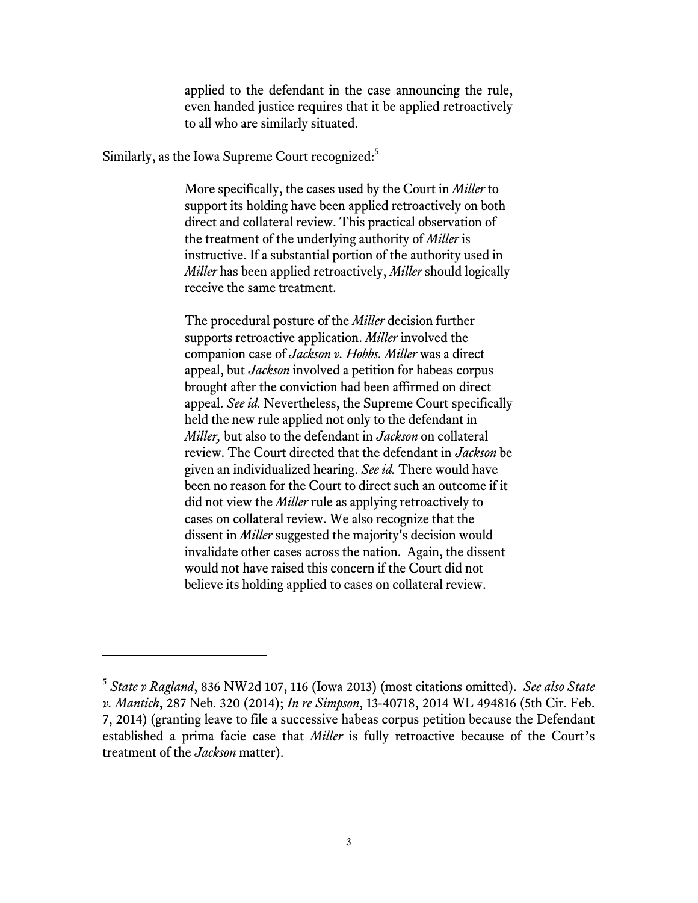> applied to the defendant in the case announcing the rule, even handed justice requires that it be applied retroactively to all who are similarly situated.

Similarly, as the Iowa Supreme Court recognized:[5]

> More specifically, the cases used by the Court in *Miller* to support its holding have been applied retroactively on both direct and collateral review. This practical observation of the treatment of the underlying authority of *Miller* is instructive. If a substantial portion of the authority used in *Miller* has been applied retroactively, *Miller* should logically receive the same treatment.
>
> The procedural posture of the *Miller* decision further supports retroactive application. *Miller* involved the companion case of *Jackson v. Hobbs*. *Miller* was a direct appeal, but *Jackson* involved a petition for habeas corpus brought after the conviction had been affirmed on direct appeal. *See id.* Nevertheless, the Supreme Court specifically held the new rule applied not only to the defendant in *Miller,* but also to the defendant in *Jackson* on collateral review. The Court directed that the defendant in *Jackson* be given an individualized hearing. *See id.* There would have been no reason for the Court to direct such an outcome if it did not view the *Miller* rule as applying retroactively to cases on collateral review. We also recognize that the dissent in *Miller* suggested the majority's decision would invalidate other cases across the nation. Again, the dissent would not have raised this concern if the Court did not believe its holding applied to cases on collateral review.

---

[5] *State v Ragland*, 836 NW2d 107, 116 (Iowa 2013) (most citations omitted). *See also State v. Mantich*, 287 Neb. 320 (2014); *In re Simpson*, 13-40718, 2014 WL 494816 (5th Cir. Feb. 7, 2014) (granting leave to file a successive habeas corpus petition because the Defendant established a prima facie case that *Miller* is fully retroactive because of the Court's treatment of the *Jackson* matter).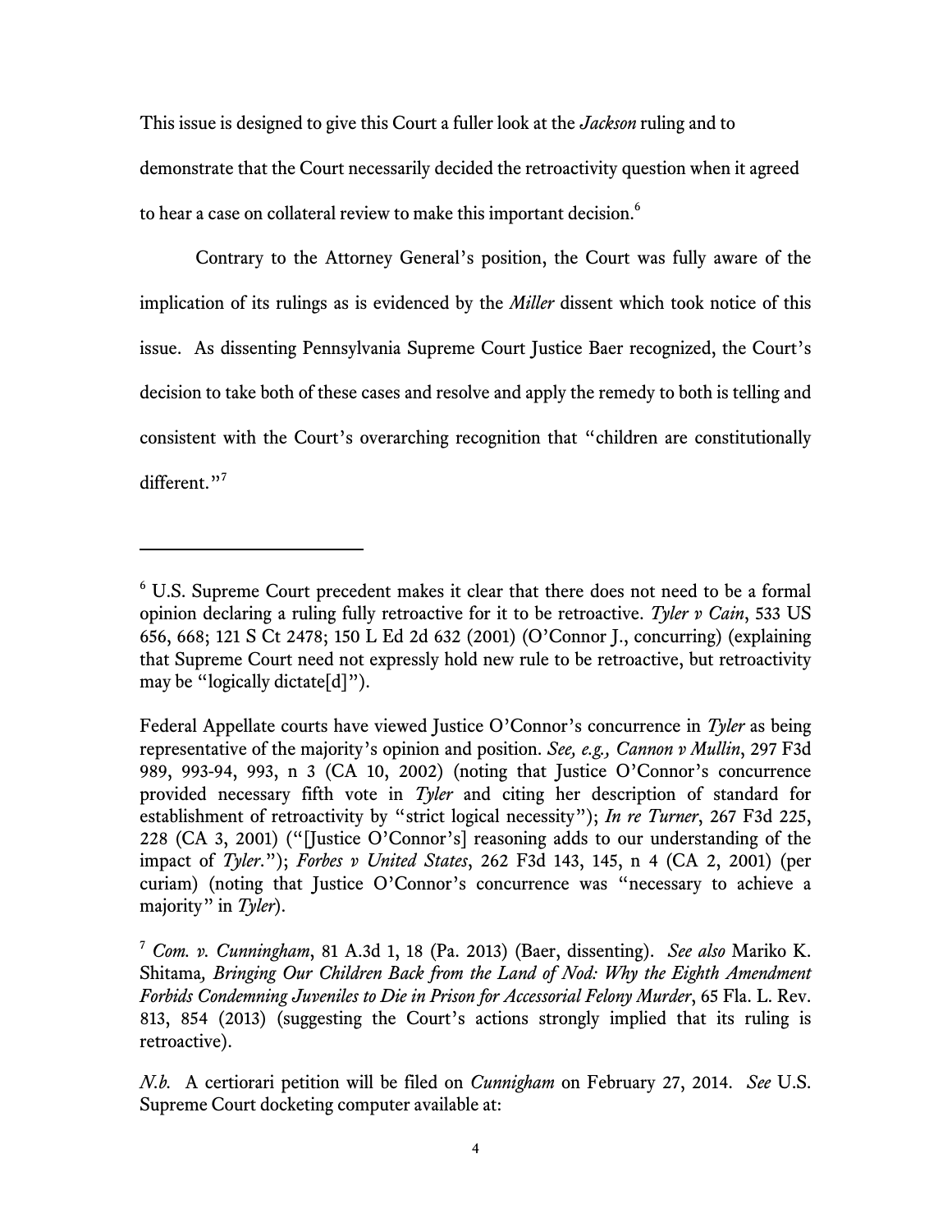This issue is designed to give this Court a fuller look at the *Jackson* ruling and to demonstrate that the Court necessarily decided the retroactivity question when it agreed to hear a case on collateral review to make this important decision.[6]

Contrary to the Attorney General's position, the Court was fully aware of the implication of its rulings as is evidenced by the *Miller* dissent which took notice of this issue. As dissenting Pennsylvania Supreme Court Justice Baer recognized, the Court's decision to take both of these cases and resolve and apply the remedy to both is telling and consistent with the Court's overarching recognition that "children are constitutionally different."[7]

---

[6] U.S. Supreme Court precedent makes it clear that there does not need to be a formal opinion declaring a ruling fully retroactive for it to be retroactive. *Tyler v Cain*, 533 US 656, 668; 121 S Ct 2478; 150 L Ed 2d 632 (2001) (O'Connor J., concurring) (explaining that Supreme Court need not expressly hold new rule to be retroactive, but retroactivity may be "logically dictate[d]").

Federal Appellate courts have viewed Justice O'Connor's concurrence in *Tyler* as being representative of the majority's opinion and position. *See, e.g., Cannon v Mullin*, 297 F3d 989, 993-94, 993, n 3 (CA 10, 2002) (noting that Justice O'Connor's concurrence provided necessary fifth vote in *Tyler* and citing her description of standard for establishment of retroactivity by "strict logical necessity"); *In re Turner*, 267 F3d 225, 228 (CA 3, 2001) ("[Justice O'Connor's] reasoning adds to our understanding of the impact of *Tyler*."); *Forbes v United States*, 262 F3d 143, 145, n 4 (CA 2, 2001) (per curiam) (noting that Justice O'Connor's concurrence was "necessary to achieve a majority" in *Tyler*).

[7] *Com. v. Cunningham*, 81 A.3d 1, 18 (Pa. 2013) (Baer, dissenting). *See also* Mariko K. Shitama, *Bringing Our Children Back from the Land of Nod: Why the Eighth Amendment Forbids Condemning Juveniles to Die in Prison for Accessorial Felony Murder*, 65 Fla. L. Rev. 813, 854 (2013) (suggesting the Court's actions strongly implied that its ruling is retroactive).

*N.b.* A certiorari petition will be filed on *Cunnigham* on February 27, 2014. *See* U.S. Supreme Court docketing computer available at: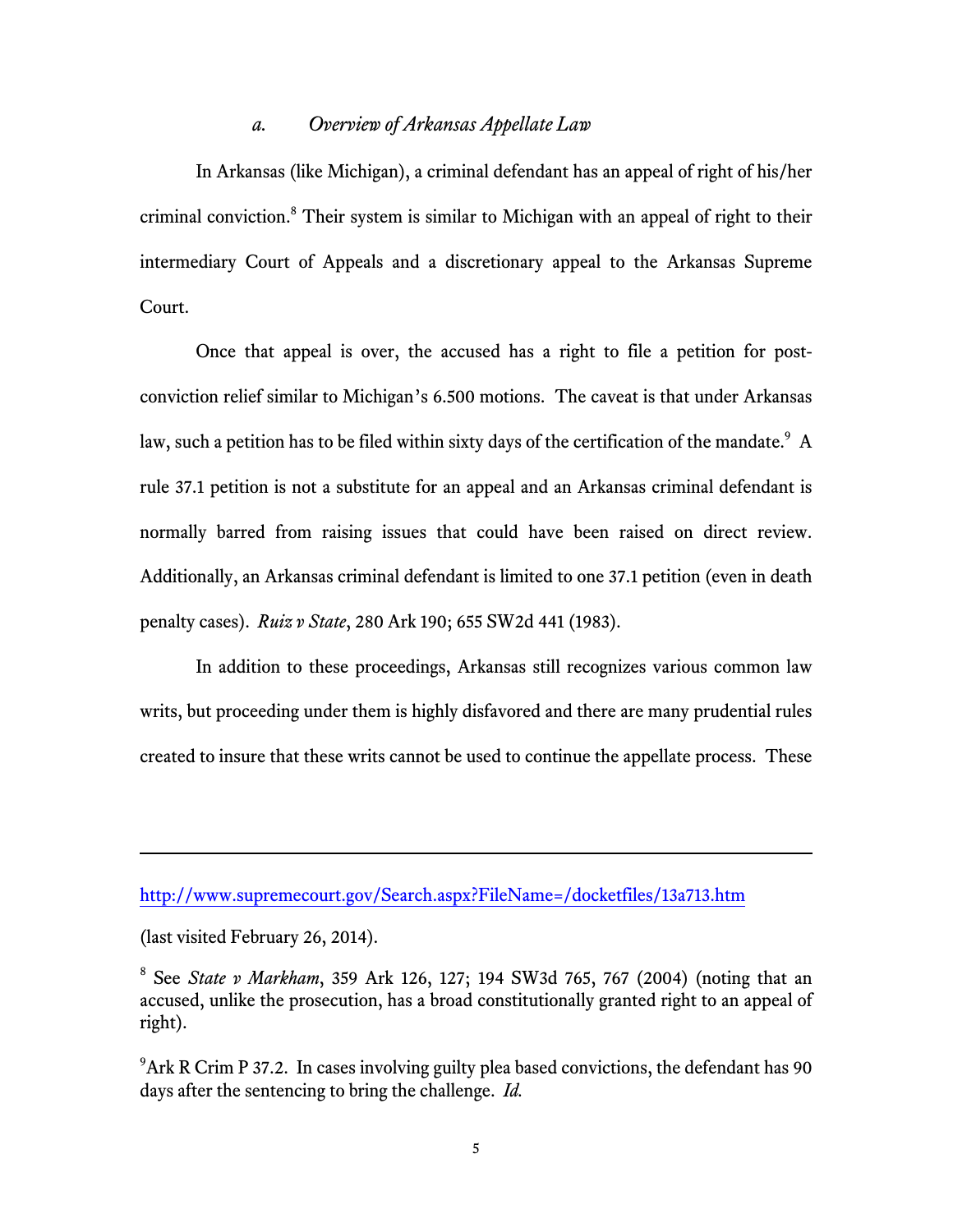### *a. Overview of Arkansas Appellate Law*

In Arkansas (like Michigan), a criminal defendant has an appeal of right of his/her criminal conviction.[8] Their system is similar to Michigan with an appeal of right to their intermediary Court of Appeals and a discretionary appeal to the Arkansas Supreme Court.

Once that appeal is over, the accused has a right to file a petition for post-conviction relief similar to Michigan's 6.500 motions. The caveat is that under Arkansas law, such a petition has to be filed within sixty days of the certification of the mandate.[9] A rule 37.1 petition is not a substitute for an appeal and an Arkansas criminal defendant is normally barred from raising issues that could have been raised on direct review. Additionally, an Arkansas criminal defendant is limited to one 37.1 petition (even in death penalty cases). *Ruiz v State*, 280 Ark 190; 655 SW2d 441 (1983).

In addition to these proceedings, Arkansas still recognizes various common law writs, but proceeding under them is highly disfavored and there are many prudential rules created to insure that these writs cannot be used to continue the appellate process. These

---

http://www.supremecourt.gov/Search.aspx?FileName=/docketfiles/13a713.htm

(last visited February 26, 2014).

[8] See *State v Markham*, 359 Ark 126, 127; 194 SW3d 765, 767 (2004) (noting that an accused, unlike the prosecution, has a broad constitutionally granted right to an appeal of right).

[9] Ark R Crim P 37.2. In cases involving guilty plea based convictions, the defendant has 90 days after the sentencing to bring the challenge. *Id.*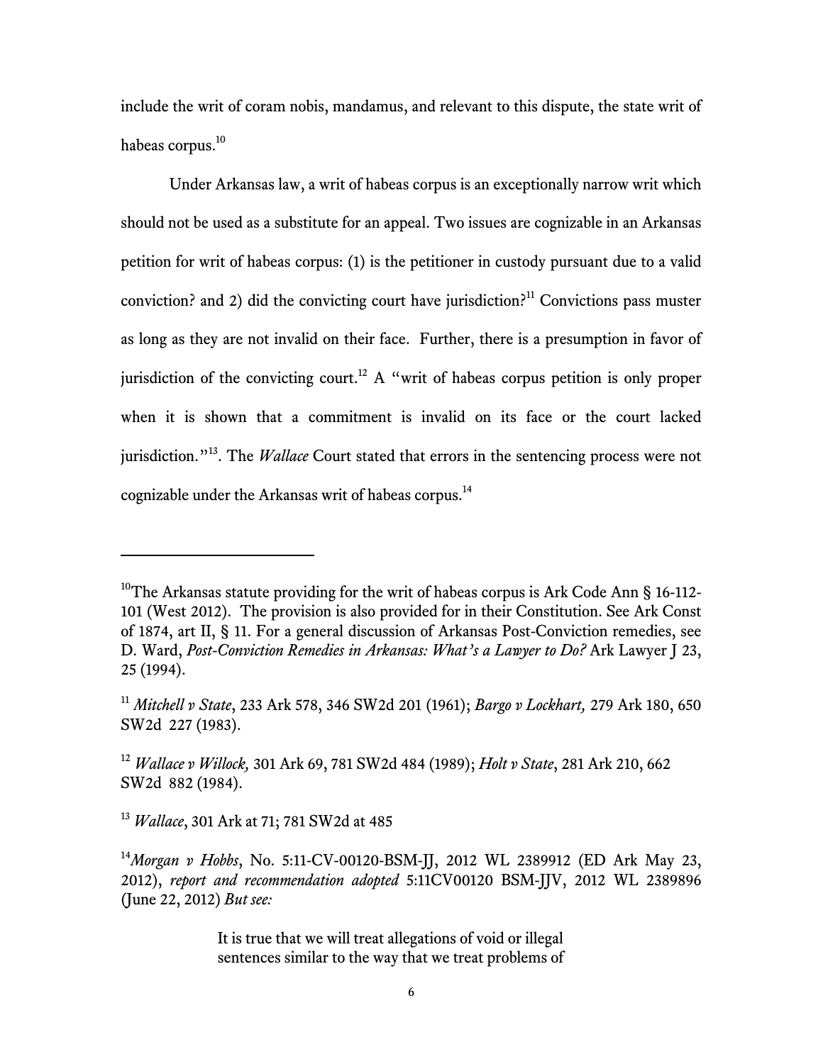include the writ of coram nobis, mandamus, and relevant to this dispute, the state writ of habeas corpus.[10]

Under Arkansas law, a writ of habeas corpus is an exceptionally narrow writ which should not be used as a substitute for an appeal. Two issues are cognizable in an Arkansas petition for writ of habeas corpus: (1) is the petitioner in custody pursuant due to a valid conviction? and 2) did the convicting court have jurisdiction?[11] Convictions pass muster as long as they are not invalid on their face. Further, there is a presumption in favor of jurisdiction of the convicting court.[12] A "writ of habeas corpus petition is only proper when it is shown that a commitment is invalid on its face or the court lacked jurisdiction."[13]. The *Wallace* Court stated that errors in the sentencing process were not cognizable under the Arkansas writ of habeas corpus.[14]

---

[10]The Arkansas statute providing for the writ of habeas corpus is Ark Code Ann § 16-112-101 (West 2012). The provision is also provided for in their Constitution. See Ark Const of 1874, art II, § 11. For a general discussion of Arkansas Post-Conviction remedies, see D. Ward, *Post-Conviction Remedies in Arkansas: What's a Lawyer to Do?* Ark Lawyer J 23, 25 (1994).

[11] *Mitchell v State*, 233 Ark 578, 346 SW2d 201 (1961); *Bargo v Lockhart,* 279 Ark 180, 650 SW2d 227 (1983).

[12] *Wallace v Willock,* 301 Ark 69, 781 SW2d 484 (1989); *Holt v State*, 281 Ark 210, 662 SW2d 882 (1984).

[13] *Wallace*, 301 Ark at 71; 781 SW2d at 485

[14]*Morgan v Hobbs*, No. 5:11-CV-00120-BSM-JJ, 2012 WL 2389912 (ED Ark May 23, 2012), *report and recommendation adopted* 5:11CV00120 BSM-JJV, 2012 WL 2389896 (June 22, 2012) *But see:*

> It is true that we will treat allegations of void or illegal sentences similar to the way that we treat problems of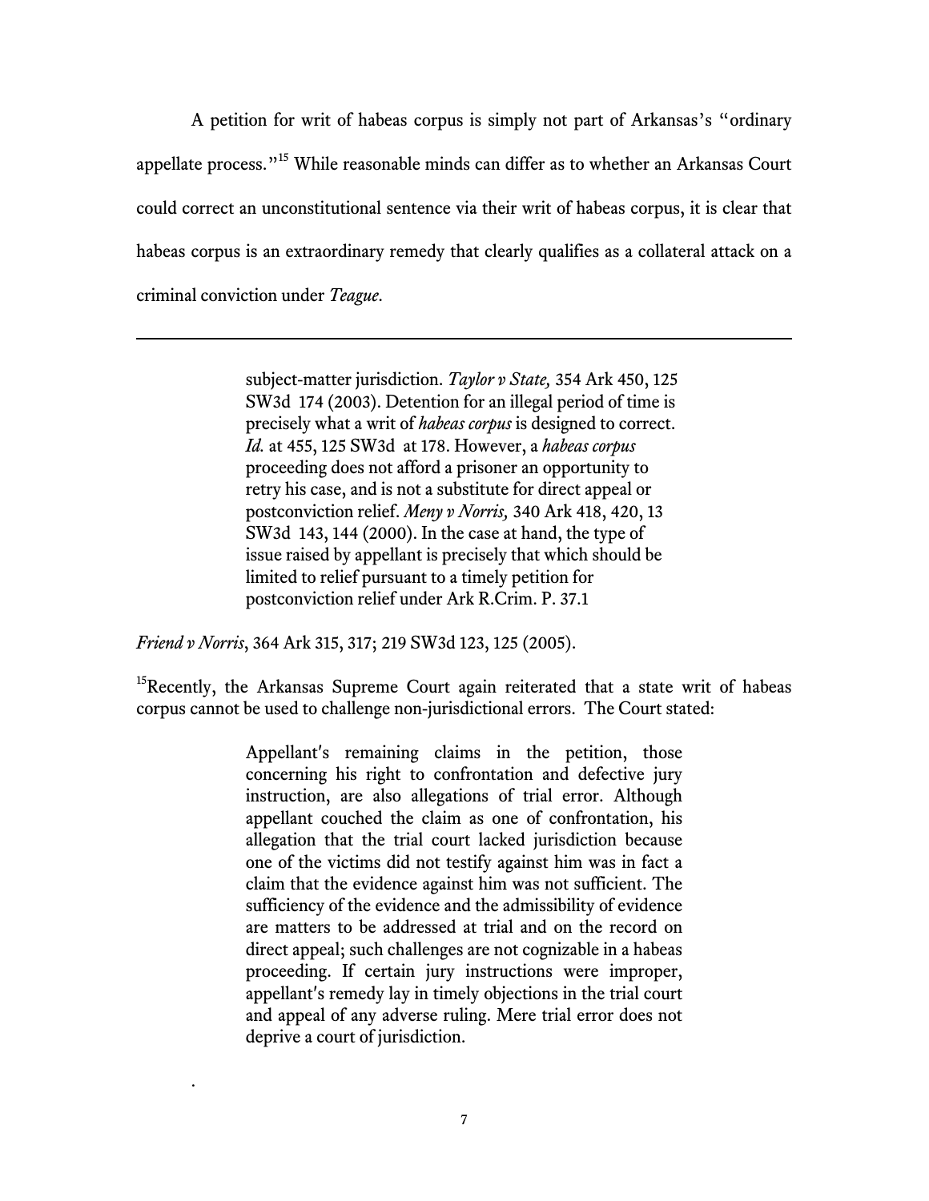A petition for writ of habeas corpus is simply not part of Arkansas's "ordinary appellate process."[15] While reasonable minds can differ as to whether an Arkansas Court could correct an unconstitutional sentence via their writ of habeas corpus, it is clear that habeas corpus is an extraordinary remedy that clearly qualifies as a collateral attack on a criminal conviction under *Teague*.

---

> subject-matter jurisdiction. *Taylor v State,* 354 Ark 450, 125 SW3d 174 (2003). Detention for an illegal period of time is precisely what a writ of *habeas corpus* is designed to correct. *Id.* at 455, 125 SW3d at 178. However, a *habeas corpus* proceeding does not afford a prisoner an opportunity to retry his case, and is not a substitute for direct appeal or postconviction relief. *Meny v Norris,* 340 Ark 418, 420, 13 SW3d 143, 144 (2000). In the case at hand, the type of issue raised by appellant is precisely that which should be limited to relief pursuant to a timely petition for postconviction relief under Ark R.Crim. P. 37.1

*Friend v Norris*, 364 Ark 315, 317; 219 SW3d 123, 125 (2005).

[15]Recently, the Arkansas Supreme Court again reiterated that a state writ of habeas corpus cannot be used to challenge non-jurisdictional errors. The Court stated:

> Appellant's remaining claims in the petition, those concerning his right to confrontation and defective jury instruction, are also allegations of trial error. Although appellant couched the claim as one of confrontation, his allegation that the trial court lacked jurisdiction because one of the victims did not testify against him was in fact a claim that the evidence against him was not sufficient. The sufficiency of the evidence and the admissibility of evidence are matters to be addressed at trial and on the record on direct appeal; such challenges are not cognizable in a habeas proceeding. If certain jury instructions were improper, appellant's remedy lay in timely objections in the trial court and appeal of any adverse ruling. Mere trial error does not deprive a court of jurisdiction.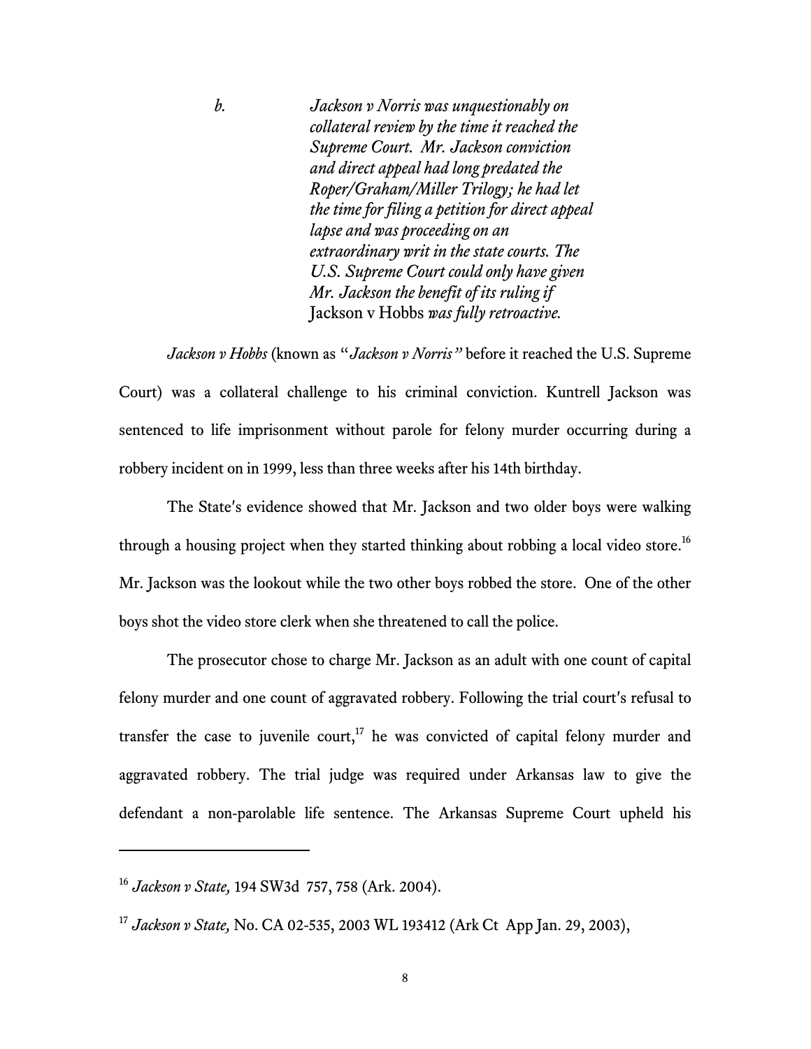b. *Jackson v Norris was unquestionably on collateral review by the time it reached the Supreme Court. Mr. Jackson conviction and direct appeal had long predated the Roper/Graham/Miller Trilogy; he had let the time for filing a petition for direct appeal lapse and was proceeding on an extraordinary writ in the state courts. The U.S. Supreme Court could only have given Mr. Jackson the benefit of its ruling if* Jackson v Hobbs *was fully retroactive.*

*Jackson v Hobbs* (known as "*Jackson v Norris*" before it reached the U.S. Supreme Court) was a collateral challenge to his criminal conviction. Kuntrell Jackson was sentenced to life imprisonment without parole for felony murder occurring during a robbery incident on in 1999, less than three weeks after his 14th birthday.

The State's evidence showed that Mr. Jackson and two older boys were walking through a housing project when they started thinking about robbing a local video store.[16] Mr. Jackson was the lookout while the two other boys robbed the store. One of the other boys shot the video store clerk when she threatened to call the police.

The prosecutor chose to charge Mr. Jackson as an adult with one count of capital felony murder and one count of aggravated robbery. Following the trial court's refusal to transfer the case to juvenile court,[17] he was convicted of capital felony murder and aggravated robbery. The trial judge was required under Arkansas law to give the defendant a non-parolable life sentence. The Arkansas Supreme Court upheld his

---

[16] *Jackson v State,* 194 SW3d 757, 758 (Ark. 2004).

[17] *Jackson v State,* No. CA 02-535, 2003 WL 193412 (Ark Ct App Jan. 29, 2003),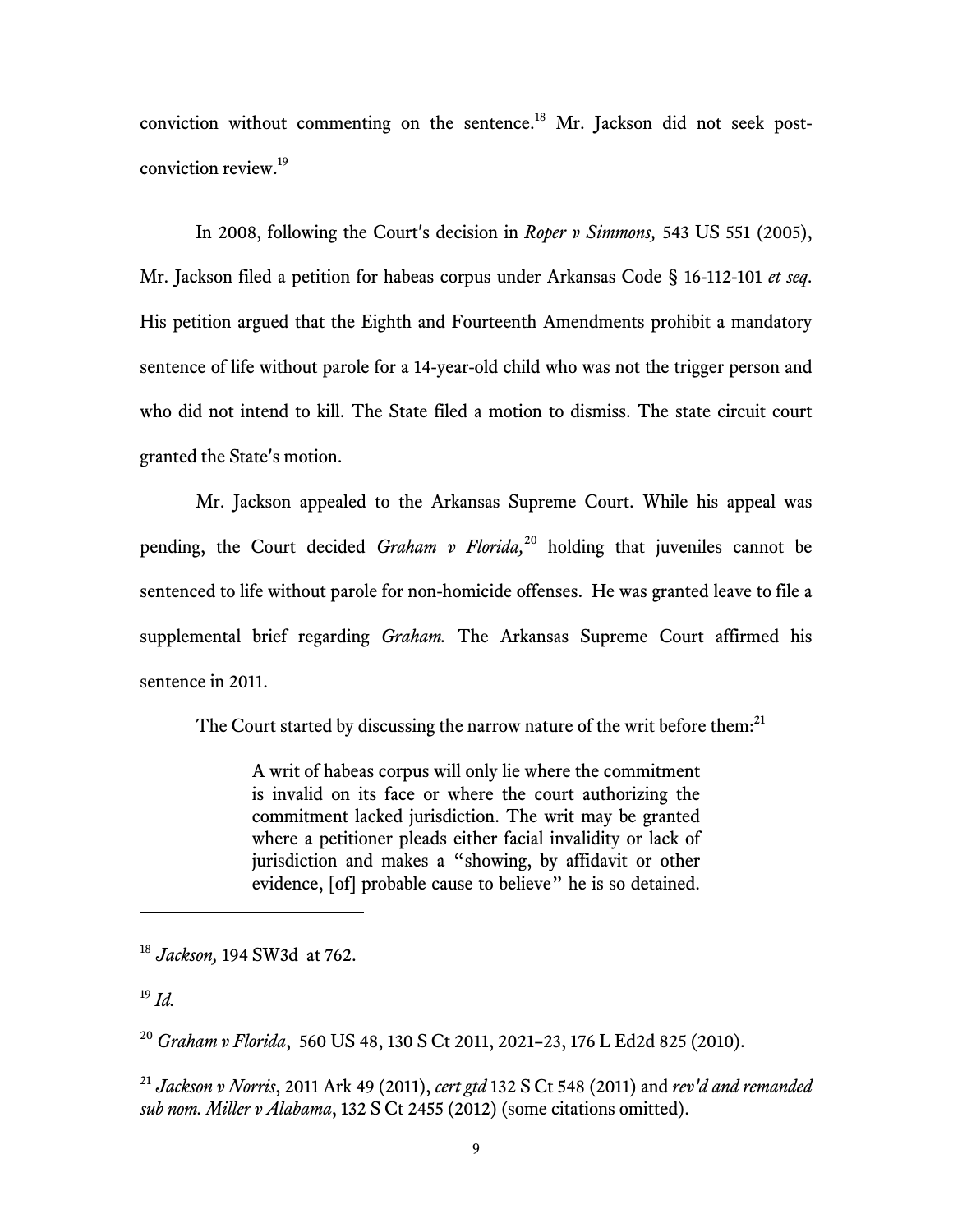conviction without commenting on the sentence.[18] Mr. Jackson did not seek post-conviction review.[19]

In 2008, following the Court's decision in *Roper v Simmons,* 543 US 551 (2005), Mr. Jackson filed a petition for habeas corpus under Arkansas Code § 16-112-101 *et seq*. His petition argued that the Eighth and Fourteenth Amendments prohibit a mandatory sentence of life without parole for a 14-year-old child who was not the trigger person and who did not intend to kill. The State filed a motion to dismiss. The state circuit court granted the State's motion.

Mr. Jackson appealed to the Arkansas Supreme Court. While his appeal was pending, the Court decided *Graham v Florida,*[20] holding that juveniles cannot be sentenced to life without parole for non-homicide offenses. He was granted leave to file a supplemental brief regarding *Graham.* The Arkansas Supreme Court affirmed his sentence in 2011.

The Court started by discussing the narrow nature of the writ before them:[21]

> A writ of habeas corpus will only lie where the commitment is invalid on its face or where the court authorizing the commitment lacked jurisdiction. The writ may be granted where a petitioner pleads either facial invalidity or lack of jurisdiction and makes a "showing, by affidavit or other evidence, [of] probable cause to believe" he is so detained.

---

[18] *Jackson,* 194 SW3d at 762.

[19] *Id.*

[20] *Graham v Florida*, 560 US 48, 130 S Ct 2011, 2021–23, 176 L Ed2d 825 (2010).

[21] *Jackson v Norris*, 2011 Ark 49 (2011), *cert gtd* 132 S Ct 548 (2011) and *rev'd and remanded sub nom. Miller v Alabama*, 132 S Ct 2455 (2012) (some citations omitted).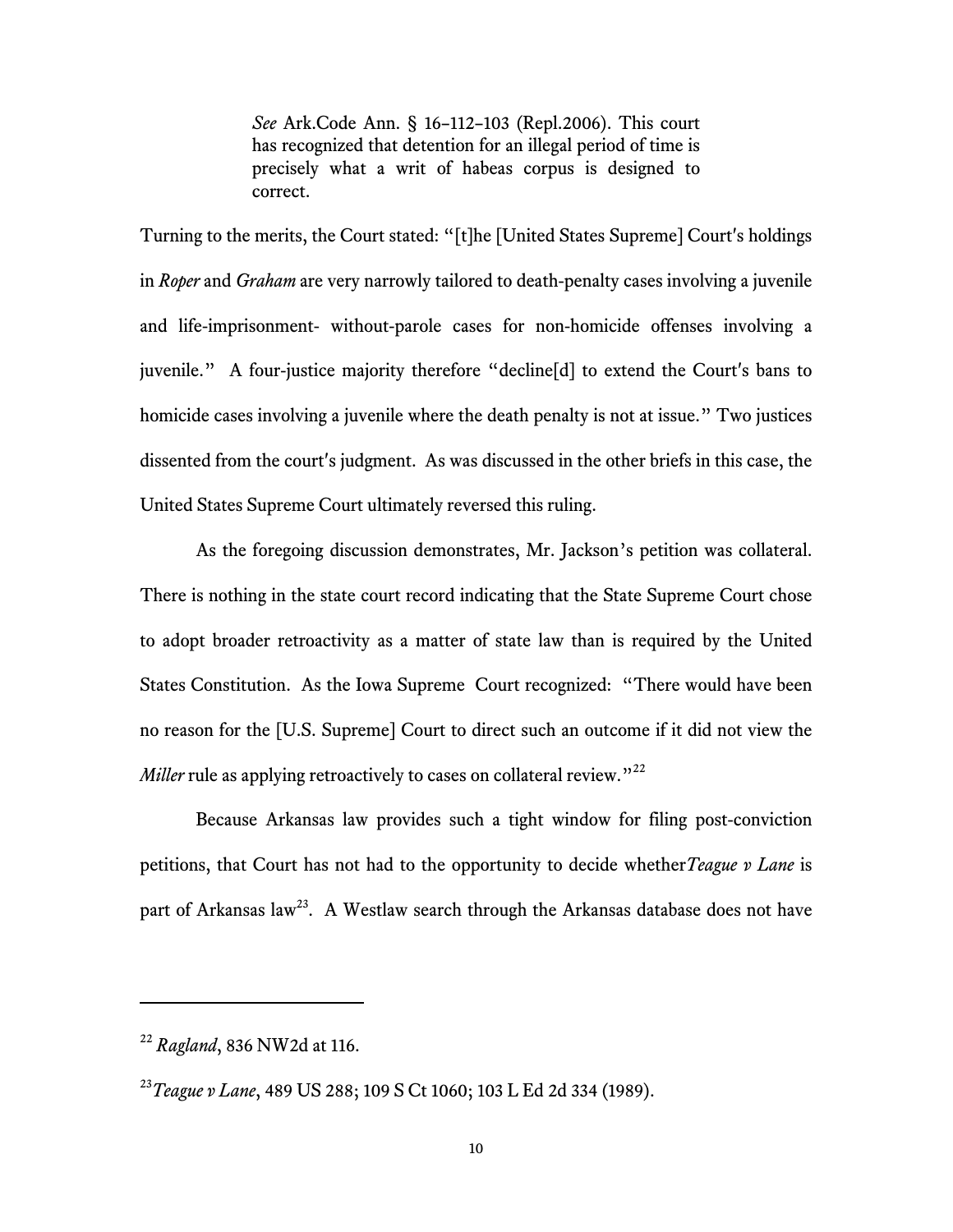> *See* Ark.Code Ann. § 16–112–103 (Repl.2006). This court has recognized that detention for an illegal period of time is precisely what a writ of habeas corpus is designed to correct.

Turning to the merits, the Court stated: "[t]he [United States Supreme] Court's holdings in *Roper* and *Graham* are very narrowly tailored to death-penalty cases involving a juvenile and life-imprisonment- without-parole cases for non-homicide offenses involving a juvenile." A four-justice majority therefore "decline[d] to extend the Court's bans to homicide cases involving a juvenile where the death penalty is not at issue." Two justices dissented from the court's judgment. As was discussed in the other briefs in this case, the United States Supreme Court ultimately reversed this ruling.

As the foregoing discussion demonstrates, Mr. Jackson's petition was collateral. There is nothing in the state court record indicating that the State Supreme Court chose to adopt broader retroactivity as a matter of state law than is required by the United States Constitution. As the Iowa Supreme Court recognized: "There would have been no reason for the [U.S. Supreme] Court to direct such an outcome if it did not view the *Miller* rule as applying retroactively to cases on collateral review."[22]

Because Arkansas law provides such a tight window for filing post-conviction petitions, that Court has not had to the opportunity to decide whether*Teague v Lane* is part of Arkansas law[23]. A Westlaw search through the Arkansas database does not have

---

[22] *Ragland*, 836 NW2d at 116.

[23] *Teague v Lane*, 489 US 288; 109 S Ct 1060; 103 L Ed 2d 334 (1989).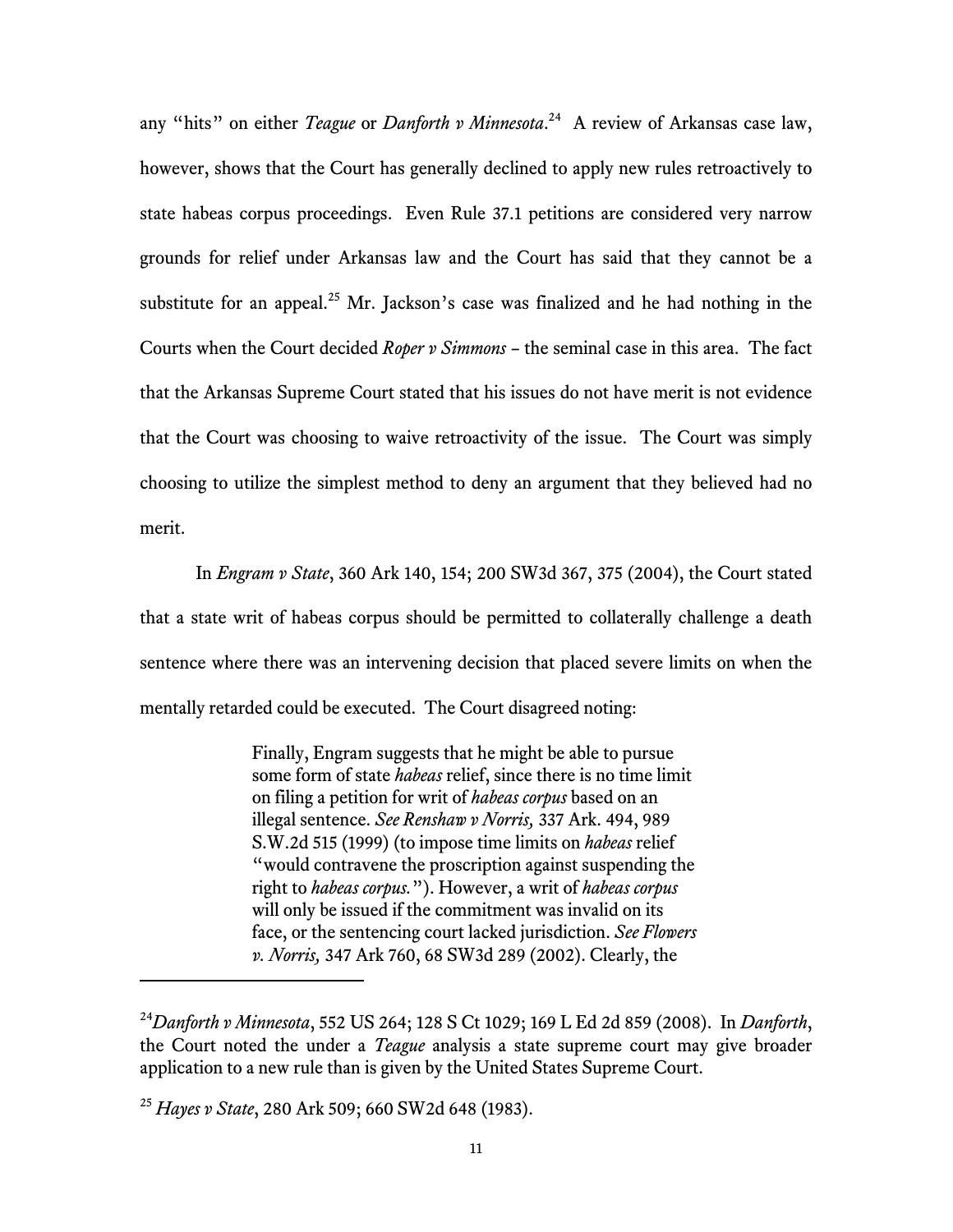any "hits" on either *Teague* or *Danforth v Minnesota*.[24] A review of Arkansas case law, however, shows that the Court has generally declined to apply new rules retroactively to state habeas corpus proceedings. Even Rule 37.1 petitions are considered very narrow grounds for relief under Arkansas law and the Court has said that they cannot be a substitute for an appeal.[25] Mr. Jackson's case was finalized and he had nothing in the Courts when the Court decided *Roper v Simmons* – the seminal case in this area. The fact that the Arkansas Supreme Court stated that his issues do not have merit is not evidence that the Court was choosing to waive retroactivity of the issue. The Court was simply choosing to utilize the simplest method to deny an argument that they believed had no merit.

In *Engram v State*, 360 Ark 140, 154; 200 SW3d 367, 375 (2004), the Court stated that a state writ of habeas corpus should be permitted to collaterally challenge a death sentence where there was an intervening decision that placed severe limits on when the mentally retarded could be executed. The Court disagreed noting:

> Finally, Engram suggests that he might be able to pursue some form of state *habeas* relief, since there is no time limit on filing a petition for writ of *habeas corpus* based on an illegal sentence. *See Renshaw v Norris,* 337 Ark. 494, 989 S.W.2d 515 (1999) (to impose time limits on *habeas* relief "would contravene the proscription against suspending the right to *habeas corpus.*"). However, a writ of *habeas corpus* will only be issued if the commitment was invalid on its face, or the sentencing court lacked jurisdiction. *See Flowers v. Norris,* 347 Ark 760, 68 SW3d 289 (2002). Clearly, the

---

[24] *Danforth v Minnesota*, 552 US 264; 128 S Ct 1029; 169 L Ed 2d 859 (2008). In *Danforth*, the Court noted the under a *Teague* analysis a state supreme court may give broader application to a new rule than is given by the United States Supreme Court.

[25] *Hayes v State*, 280 Ark 509; 660 SW2d 648 (1983).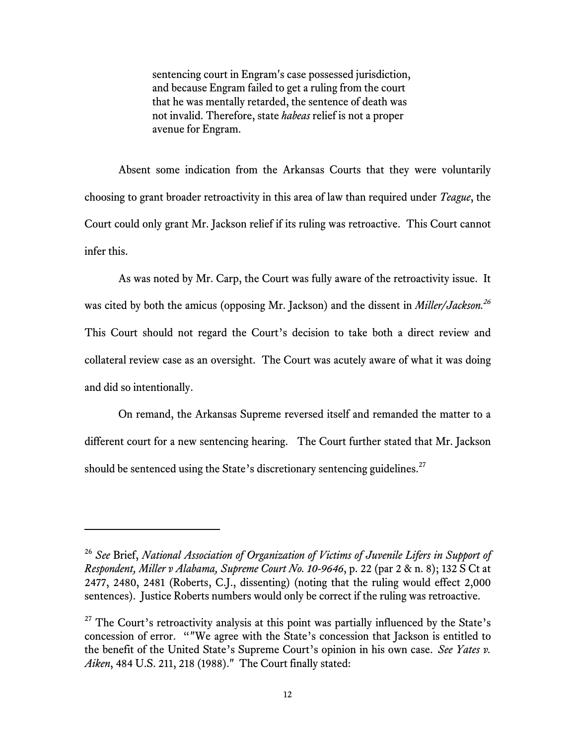> sentencing court in Engram's case possessed jurisdiction, and because Engram failed to get a ruling from the court that he was mentally retarded, the sentence of death was not invalid. Therefore, state *habeas* relief is not a proper avenue for Engram.

Absent some indication from the Arkansas Courts that they were voluntarily choosing to grant broader retroactivity in this area of law than required under *Teague*, the Court could only grant Mr. Jackson relief if its ruling was retroactive. This Court cannot infer this.

As was noted by Mr. Carp, the Court was fully aware of the retroactivity issue. It was cited by both the amicus (opposing Mr. Jackson) and the dissent in *Miller/Jackson.*[26] This Court should not regard the Court's decision to take both a direct review and collateral review case as an oversight. The Court was acutely aware of what it was doing and did so intentionally.

On remand, the Arkansas Supreme reversed itself and remanded the matter to a different court for a new sentencing hearing. The Court further stated that Mr. Jackson should be sentenced using the State's discretionary sentencing guidelines.[27]

---

[26] *See* Brief, *National Association of Organization of Victims of Juvenile Lifers in Support of Respondent, Miller v Alabama, Supreme Court No. 10-9646*, p. 22 (par 2 & n. 8); 132 S Ct at 2477, 2480, 2481 (Roberts, C.J., dissenting) (noting that the ruling would effect 2,000 sentences). Justice Roberts numbers would only be correct if the ruling was retroactive.

[27] The Court's retroactivity analysis at this point was partially influenced by the State's concession of error. “"We agree with the State's concession that Jackson is entitled to the benefit of the United State's Supreme Court's opinion in his own case. *See Yates v. Aiken*, 484 U.S. 211, 218 (1988)." The Court finally stated: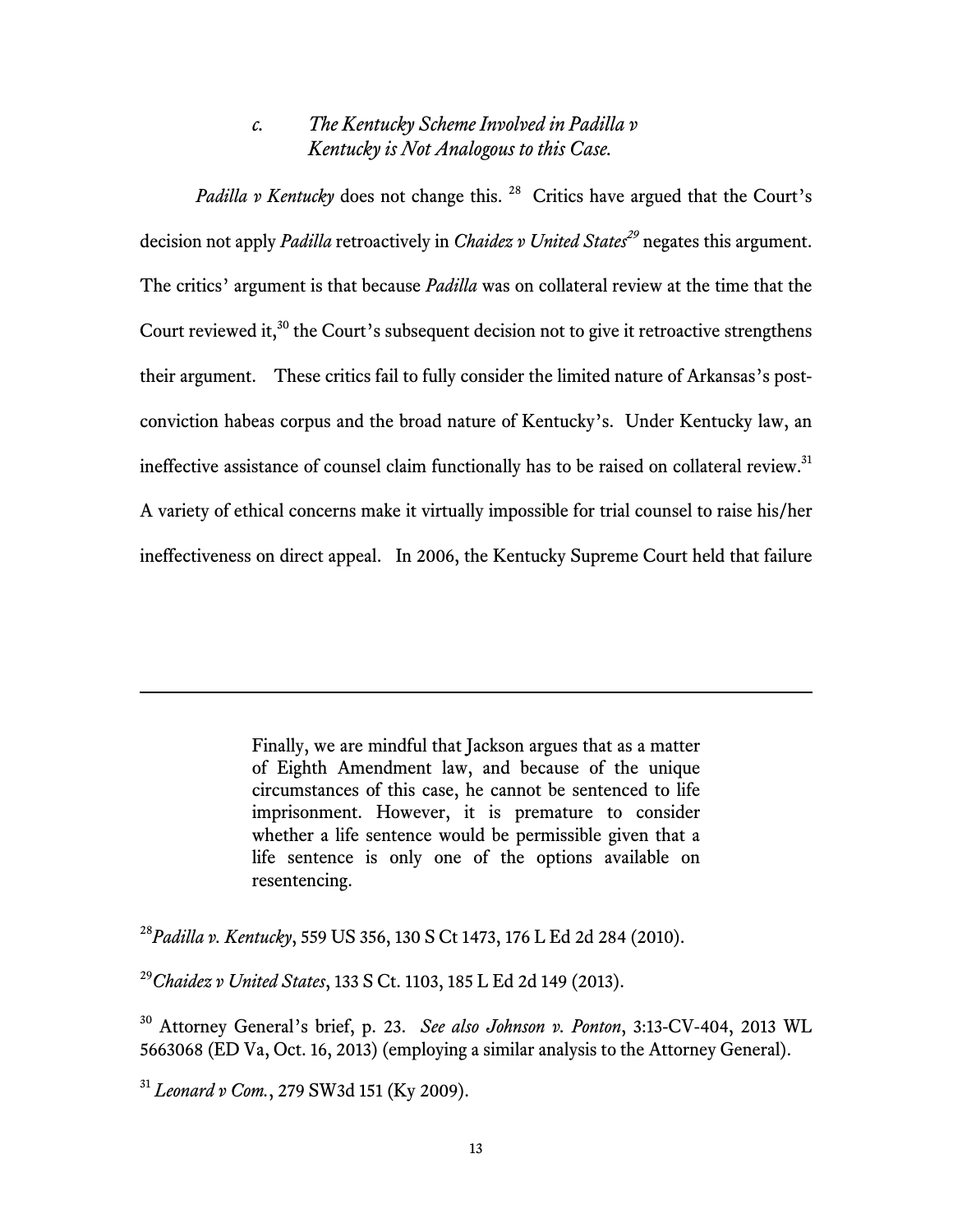### *c. The Kentucky Scheme Involved in Padilla v Kentucky is Not Analogous to this Case.*

*Padilla v Kentucky* does not change this. [28] Critics have argued that the Court's decision not apply *Padilla* retroactively in *Chaidez v United States*[29] negates this argument. The critics' argument is that because *Padilla* was on collateral review at the time that the Court reviewed it,[30] the Court's subsequent decision not to give it retroactive strengthens their argument. These critics fail to fully consider the limited nature of Arkansas's post-conviction habeas corpus and the broad nature of Kentucky's. Under Kentucky law, an ineffective assistance of counsel claim functionally has to be raised on collateral review.[31] A variety of ethical concerns make it virtually impossible for trial counsel to raise his/her ineffectiveness on direct appeal. In 2006, the Kentucky Supreme Court held that failure

---

> Finally, we are mindful that Jackson argues that as a matter of Eighth Amendment law, and because of the unique circumstances of this case, he cannot be sentenced to life imprisonment. However, it is premature to consider whether a life sentence would be permissible given that a life sentence is only one of the options available on resentencing.

[28] *Padilla v. Kentucky*, 559 US 356, 130 S Ct 1473, 176 L Ed 2d 284 (2010).

[29] *Chaidez v United States*, 133 S Ct. 1103, 185 L Ed 2d 149 (2013).

[30] Attorney General's brief, p. 23. *See also Johnson v. Ponton*, 3:13-CV-404, 2013 WL 5663068 (ED Va, Oct. 16, 2013) (employing a similar analysis to the Attorney General).

[31] *Leonard v Com.*, 279 SW3d 151 (Ky 2009).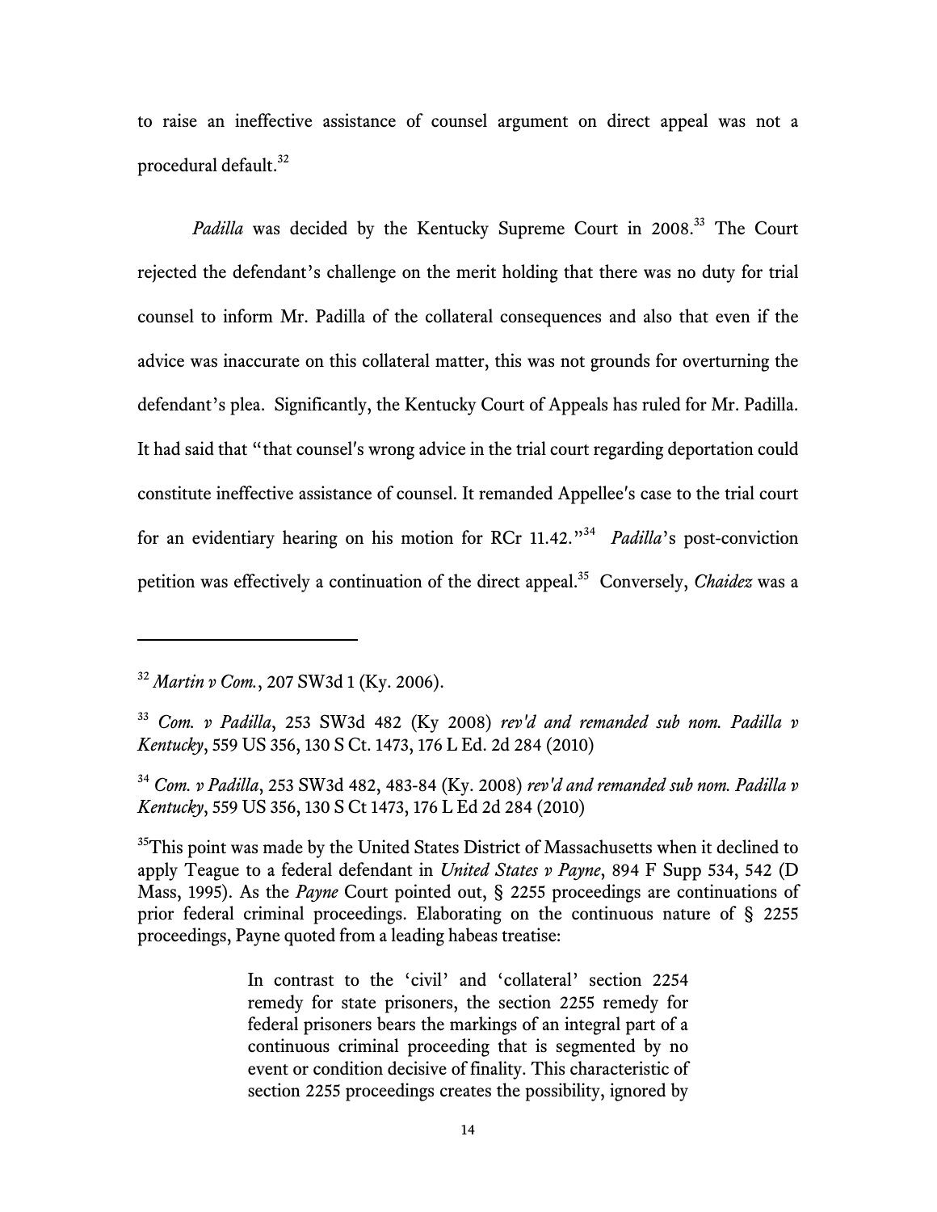to raise an ineffective assistance of counsel argument on direct appeal was not a procedural default.[32]

*Padilla* was decided by the Kentucky Supreme Court in 2008.[33] The Court rejected the defendant's challenge on the merit holding that there was no duty for trial counsel to inform Mr. Padilla of the collateral consequences and also that even if the advice was inaccurate on this collateral matter, this was not grounds for overturning the defendant's plea. Significantly, the Kentucky Court of Appeals has ruled for Mr. Padilla. It had said that "that counsel's wrong advice in the trial court regarding deportation could constitute ineffective assistance of counsel. It remanded Appellee's case to the trial court for an evidentiary hearing on his motion for RCr 11.42."[34] *Padilla*'s post-conviction petition was effectively a continuation of the direct appeal.[35] Conversely, *Chaidez* was a

---

[32] *Martin v Com.*, 207 SW3d 1 (Ky. 2006).

[33] *Com. v Padilla*, 253 SW3d 482 (Ky 2008) *rev'd and remanded sub nom. Padilla v Kentucky*, 559 US 356, 130 S Ct. 1473, 176 L Ed. 2d 284 (2010)

[34] *Com. v Padilla*, 253 SW3d 482, 483-84 (Ky. 2008) *rev'd and remanded sub nom. Padilla v Kentucky*, 559 US 356, 130 S Ct 1473, 176 L Ed 2d 284 (2010)

[35] This point was made by the United States District of Massachusetts when it declined to apply Teague to a federal defendant in *United States v Payne*, 894 F Supp 534, 542 (D Mass, 1995). As the *Payne* Court pointed out, § 2255 proceedings are continuations of prior federal criminal proceedings. Elaborating on the continuous nature of § 2255 proceedings, Payne quoted from a leading habeas treatise:

> In contrast to the 'civil' and 'collateral' section 2254 remedy for state prisoners, the section 2255 remedy for federal prisoners bears the markings of an integral part of a continuous criminal proceeding that is segmented by no event or condition decisive of finality. This characteristic of section 2255 proceedings creates the possibility, ignored by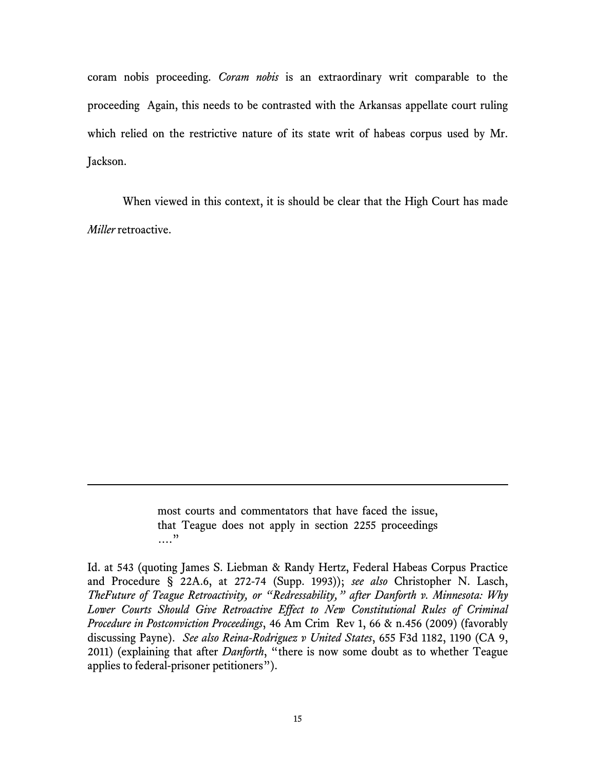coram nobis proceeding. *Coram nobis* is an extraordinary writ comparable to the proceeding  Again, this needs to be contrasted with the Arkansas appellate court ruling which relied on the restrictive nature of its state writ of habeas corpus used by Mr. Jackson.

When viewed in this context, it is should be clear that the High Court has made *Miller* retroactive.

---

> most courts and commentators that have faced the issue, that Teague does not apply in section 2255 proceedings …."

Id. at 543 (quoting James S. Liebman & Randy Hertz, Federal Habeas Corpus Practice and Procedure § 22A.6, at 272-74 (Supp. 1993)); *see also* Christopher N. Lasch, *TheFuture of Teague Retroactivity, or "Redressability," after Danforth v. Minnesota: Why Lower Courts Should Give Retroactive Effect to New Constitutional Rules of Criminal Procedure in Postconviction Proceedings*, 46 Am Crim  Rev 1, 66 & n.456 (2009) (favorably discussing Payne).  *See also Reina-Rodriguez v United States*, 655 F3d 1182, 1190 (CA 9, 2011) (explaining that after *Danforth*, "there is now some doubt as to whether Teague applies to federal-prisoner petitioners").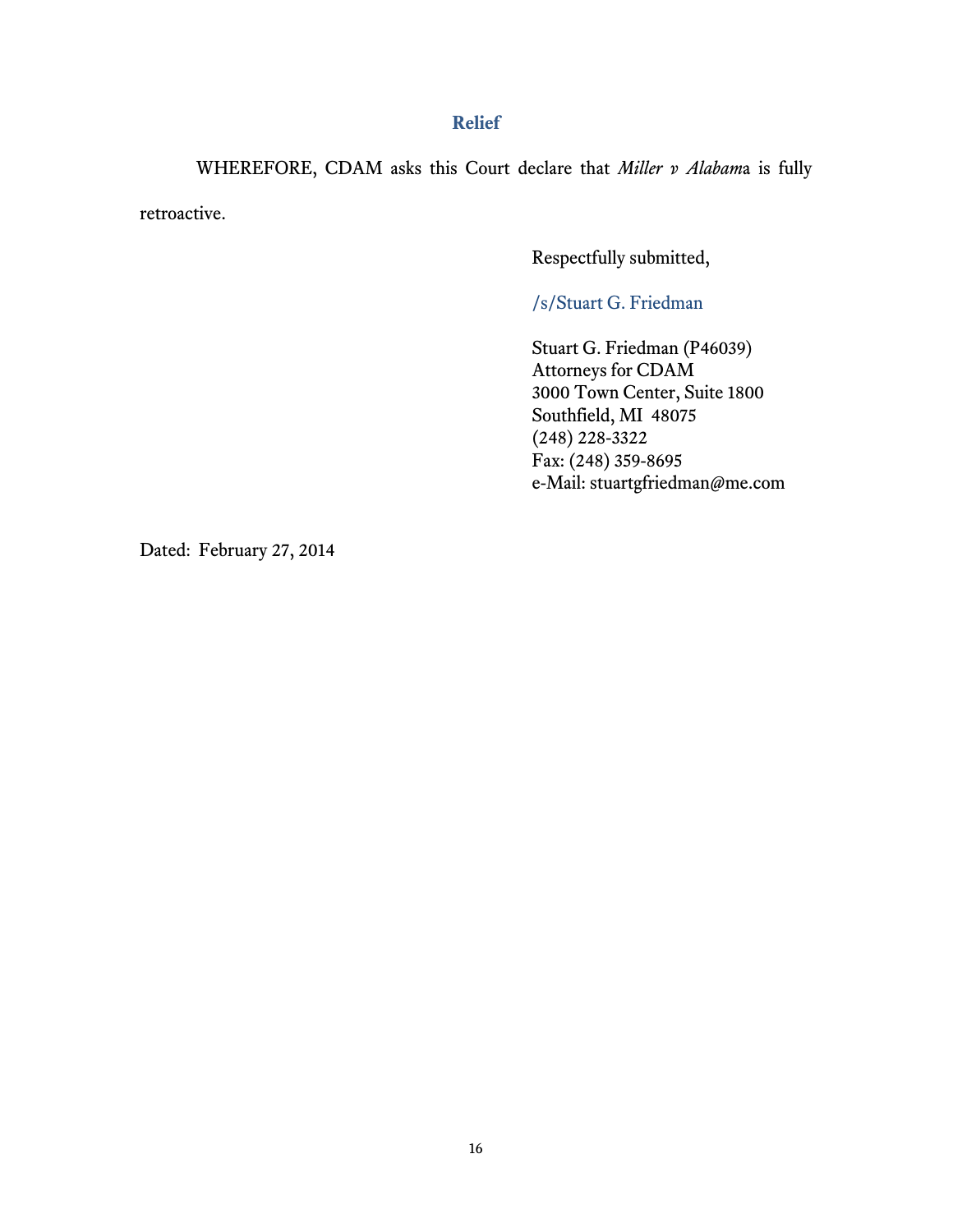## Relief

WHEREFORE, CDAM asks this Court declare that *Miller v Alabam*a is fully retroactive.

Respectfully submitted,

/s/Stuart G. Friedman

Stuart G. Friedman (P46039)
Attorneys for CDAM
3000 Town Center, Suite 1800
Southfield, MI 48075
(248) 228-3322
Fax: (248) 359-8695
e-Mail: stuartgfriedman@me.com

Dated: February 27, 2014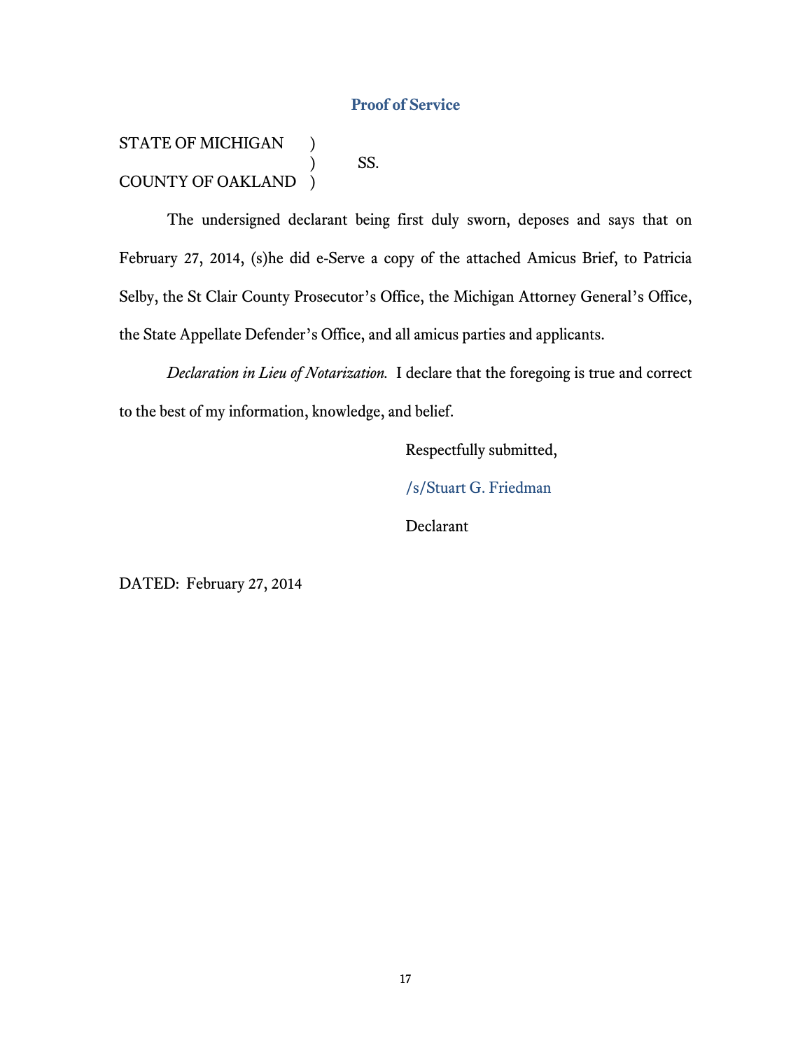## Proof of Service

STATE OF MICHIGAN )
) SS.
COUNTY OF OAKLAND )

The undersigned declarant being first duly sworn, deposes and says that on February 27, 2014, (s)he did e-Serve a copy of the attached Amicus Brief, to Patricia Selby, the St Clair County Prosecutor's Office, the Michigan Attorney General's Office, the State Appellate Defender's Office, and all amicus parties and applicants.

*Declaration in Lieu of Notarization.* I declare that the foregoing is true and correct to the best of my information, knowledge, and belief.

Respectfully submitted,

/s/Stuart G. Friedman

Declarant

DATED: February 27, 2014